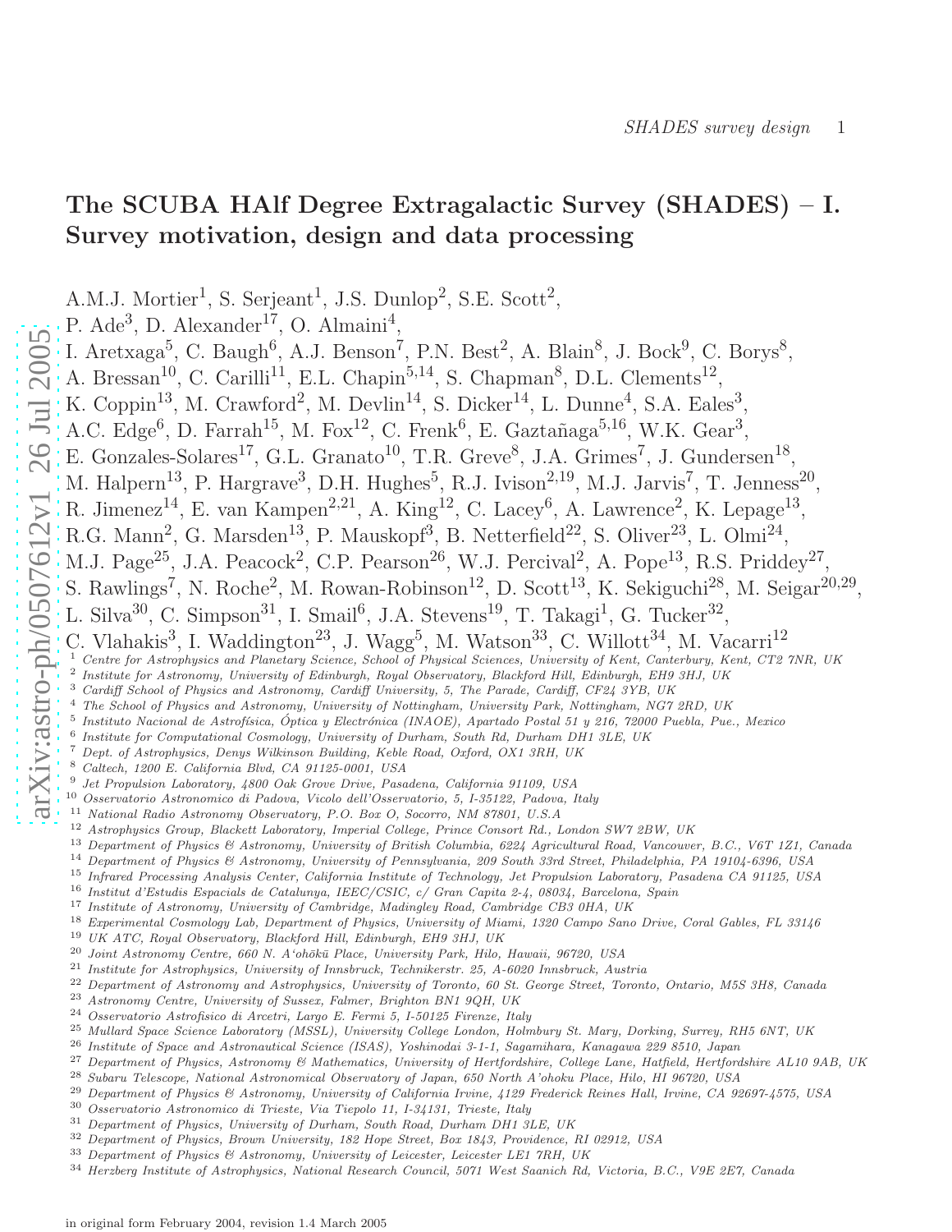# The SCUBA HAlf Degree Extragalactic Survey (SHADES) – I. Survey motivation, design and data processing

A.M.J. Mortier[1], S. Serjeant[1], J.S. Dunlop[2], S.E. Scott[2], P. Ade[3], D. Alexander[17], O. Almaini[4], I. Aretxaga[5], C. Baugh[6], A.J. Benson[7], P.N. Best[2], A. Blain[8], J. Bock[9], C. Borys[8], A. Bressan[10], C. Carilli[11], E.L. Chapin[5,14], S. Chapman[8], D.L. Clements[12], K. Coppin[13], M. Crawford[2], M. Devlin[14], S. Dicker[14], L. Dunne[4], S.A. Eales[3], A.C. Edge[6], D. Farrah[15], M. Fox[12], C. Frenk[6], E. Gaztañaga[5,16], W.K. Gear[3], E. Gonzales-Solares[17], G.L. Granato[10], T.R. Greve[8], J.A. Grimes[7], J. Gundersen[18], M. Halpern[13], P. Hargrave[3], D.H. Hughes[5], R.J. Ivison[2,19], M.J. Jarvis[7], T. Jenness[20], R. Jimenez[14], E. van Kampen[2,21], A. King[12], C. Lacey[6], A. Lawrence[2], K. Lepage[13], R.G. Mann[2], G. Marsden[13], P. Mauskopf[3], B. Netterfield[22], S. Oliver[23], L. Olmi[24], M.J. Page[25], J.A. Peacock[2], C.P. Pearson[26], W.J. Percival[2], A. Pope[13], R.S. Priddey[27], S. Rawlings[7], N. Roche[2], M. Rowan-Robinson[12], D. Scott[13], K. Sekiguchi[28], M. Seigar[20,29], L. Silva[30], C. Simpson[31], I. Smail[6], J.A. Stevens[19], T. Takagi[1], G. Tucker[32], C. Vlahakis[3], I. Waddington[23], J. Wagg[5], M. Watson[33], C. Willott[34], M. Vacarri[12]

[1] *Centre for Astrophysics and Planetary Science, School of Physical Sciences, University of Kent, Canterbury, Kent, CT2 7NR, UK*
[2] *Institute for Astronomy, University of Edinburgh, Royal Observatory, Blackford Hill, Edinburgh, EH9 3HJ, UK*
[3] *Cardiff School of Physics and Astronomy, Cardiff University, 5, The Parade, Cardiff, CF24 3YB, UK*
[4] *The School of Physics and Astronomy, University of Nottingham, University Park, Nottingham, NG7 2RD, UK*
[5] *Instituto Nacional de Astrofísica, Óptica y Electrónica (INAOE), Apartado Postal 51 y 216, 72000 Puebla, Pue., Mexico*
[6] *Institute for Computational Cosmology, University of Durham, South Rd, Durham DH1 3LE, UK*
[7] *Dept. of Astrophysics, Denys Wilkinson Building, Keble Road, Oxford, OX1 3RH, UK*
[8] *Caltech, 1200 E. California Blvd, CA 91125-0001, USA*
[9] *Jet Propulsion Laboratory, 4800 Oak Grove Drive, Pasadena, California 91109, USA*
[10] *Osservatorio Astronomico di Padova, Vicolo dell'Osservatorio, 5, I-35122, Padova, Italy*
[11] *National Radio Astronomy Observatory, P.O. Box O, Socorro, NM 87801, U.S.A*
[12] *Astrophysics Group, Blackett Laboratory, Imperial College, Prince Consort Rd., London SW7 2BW, UK*
[13] *Department of Physics & Astronomy, University of British Columbia, 6224 Agricultural Road, Vancouver, B.C., V6T 1Z1, Canada*
[14] *Department of Physics & Astronomy, University of Pennsylvania, 209 South 33rd Street, Philadelphia, PA 19104-6396, USA*
[15] *Infrared Processing Analysis Center, California Institute of Technology, Jet Propulsion Laboratory, Pasadena CA 91125, USA*
[16] *Institut d'Estudis Espacials de Catalunya, IEEC/CSIC, c/ Gran Capita 2-4, 08034, Barcelona, Spain*
[17] *Institute of Astronomy, University of Cambridge, Madingley Road, Cambridge CB3 0HA, UK*
[18] *Experimental Cosmology Lab, Department of Physics, University of Miami, 1320 Campo Sano Drive, Coral Gables, FL 33146*
[19] *UK ATC, Royal Observatory, Blackford Hill, Edinburgh, EH9 3HJ, UK*
[20] *Joint Astronomy Centre, 660 N. A'ohōkū Place, University Park, Hilo, Hawaii, 96720, USA*
[21] *Institute for Astrophysics, University of Innsbruck, Technikerstr. 25, A-6020 Innsbruck, Austria*
[22] *Department of Astronomy and Astrophysics, University of Toronto, 60 St. George Street, Toronto, Ontario, M5S 3H8, Canada*
[23] *Astronomy Centre, University of Sussex, Falmer, Brighton BN1 9QH, UK*
[24] *Osservatorio Astrofisico di Arcetri, Largo E. Fermi 5, I-50125 Firenze, Italy*
[25] *Mullard Space Science Laboratory (MSSL), University College London, Holmbury St. Mary, Dorking, Surrey, RH5 6NT, UK*
[26] *Institute of Space and Astronautical Science (ISAS), Yoshinodai 3-1-1, Sagamihara, Kanagawa 229 8510, Japan*
[27] *Department of Physics, Astronomy & Mathematics, University of Hertfordshire, College Lane, Hatfield, Hertfordshire AL10 9AB, UK*
[28] *Subaru Telescope, National Astronomical Observatory of Japan, 650 North A'ohoku Place, Hilo, HI 96720, USA*
[29] *Department of Physics & Astronomy, University of California Irvine, 4129 Frederick Reines Hall, Irvine, CA 92697-4575, USA*
[30] *Osservatorio Astronomico di Trieste, Via Tiepolo 11, I-34131, Trieste, Italy*
[31] *Department of Physics, University of Durham, South Road, Durham DH1 3LE, UK*
[32] *Department of Physics, Brown University, 182 Hope Street, Box 1843, Providence, RI 02912, USA*
[33] *Department of Physics & Astronomy, University of Leicester, Leicester LE1 7RH, UK*
[34] *Herzberg Institute of Astrophysics, National Research Council, 5071 West Saanich Rd, Victoria, B.C., V9E 2E7, Canada*

in original form February 2004, revision 1.4 March 2005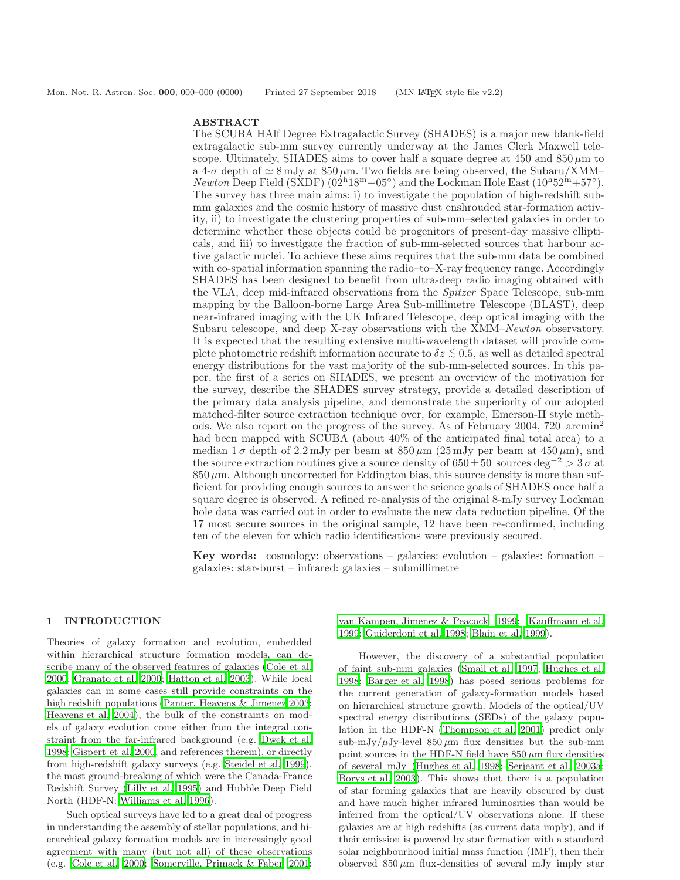## ABSTRACT

The SCUBA HAlf Degree Extragalactic Survey (SHADES) is a major new blank-field extragalactic sub-mm survey currently underway at the James Clerk Maxwell telescope. Ultimately, SHADES aims to cover half a square degree at 450 and 850 $\mu$m to a 4-$\sigma$ depth of $\simeq 8$ mJy at 850 $\mu$m. Two fields are being observed, the Subaru/XMM–*Newton* Deep Field (SXDF) ($02^{\rm h}18^{\rm m}-05^{\circ}$) and the Lockman Hole East ($10^{\rm h}52^{\rm m}+57^{\circ}$). The survey has three main aims: i) to investigate the population of high-redshift sub-mm galaxies and the cosmic history of massive dust enshrouded star-formation activity, ii) to investigate the clustering properties of sub-mm–selected galaxies in order to determine whether these objects could be progenitors of present-day massive ellipticals, and iii) to investigate the fraction of sub-mm-selected sources that harbour active galactic nuclei. To achieve these aims requires that the sub-mm data be combined with co-spatial information spanning the radio–to–X-ray frequency range. Accordingly SHADES has been designed to benefit from ultra-deep radio imaging obtained with the VLA, deep mid-infrared observations from the *Spitzer* Space Telescope, sub-mm mapping by the Balloon-borne Large Area Sub-millimetre Telescope (BLAST), deep near-infrared imaging with the UK Infrared Telescope, deep optical imaging with the Subaru telescope, and deep X-ray observations with the XMM–*Newton* observatory. It is expected that the resulting extensive multi-wavelength dataset will provide complete photometric redshift information accurate to $\delta z \lesssim 0.5$, as well as detailed spectral energy distributions for the vast majority of the sub-mm-selected sources. In this paper, the first of a series on SHADES, we present an overview of the motivation for the survey, describe the SHADES survey strategy, provide a detailed description of the primary data analysis pipeline, and demonstrate the superiority of our adopted matched-filter source extraction technique over, for example, Emerson-II style methods. We also report on the progress of the survey. As of February 2004, 720 arcmin$^2$ had been mapped with SCUBA (about 40% of the anticipated final total area) to a median $1\,\sigma$ depth of 2.2 mJy per beam at 850 $\mu$m (25 mJy per beam at 450 $\mu$m), and the source extraction routines give a source density of $650 \pm 50$ sources deg$^{-2} > 3\,\sigma$ at 850 $\mu$m. Although uncorrected for Eddington bias, this source density is more than sufficient for providing enough sources to answer the science goals of SHADES once half a square degree is observed. A refined re-analysis of the original 8-mJy survey Lockman hole data was carried out in order to evaluate the new data reduction pipeline. Of the 17 most secure sources in the original sample, 12 have been re-confirmed, including ten of the eleven for which radio identifications were previously secured.

**Key words:** cosmology: observations – galaxies: evolution – galaxies: formation – galaxies: star-burst – infrared: galaxies – submillimetre

## 1 INTRODUCTION

Theories of galaxy formation and evolution, embedded within hierarchical structure formation models, can describe many of the observed features of galaxies (Cole et al. 2000; Granato et al. 2000; Hatton et al. 2003). While local galaxies can in some cases still provide constraints on the high redshift populations (Panter, Heavens & Jimenez 2003; Heavens et al. 2004), the bulk of the constraints on models of galaxy evolution come either from the integral constraint from the far-infrared background (e.g. Dwek et al. 1998; Gispert et al. 2000, and references therein), or directly from high-redshift galaxy surveys (e.g. Steidel et al. 1999), the most ground-breaking of which were the Canada-France Redshift Survey (Lilly et al. 1995) and Hubble Deep Field North (HDF-N: Williams et al. 1996).

Such optical surveys have led to a great deal of progress in understanding the assembly of stellar populations, and hierarchical galaxy formation models are in increasingly good agreement with many (but not all) of these observations (e.g. Cole et al. 2000; Somerville, Primack & Faber 2001; van Kampen, Jimenez & Peacock 1999; Kauffmann et al. 1999; Guiderdoni et al. 1998; Blain et al. 1999).

However, the discovery of a substantial population of faint sub-mm galaxies (Smail et al. 1997; Hughes et al. 1998; Barger et al. 1998) has posed serious problems for the current generation of galaxy-formation models based on hierarchical structure growth. Models of the optical/UV spectral energy distributions (SEDs) of the galaxy population in the HDF-N (Thompson et al. 2001) predict only sub-mJy/$\mu$Jy-level 850 $\mu$m flux densities but the sub-mm point sources in the HDF-N field have 850 $\mu$m flux densities of several mJy (Hughes et al. 1998; Serjeant et al. 2003a; Borys et al. 2003). This shows that there is a population of star forming galaxies that are heavily obscured by dust and have much higher infrared luminosities than would be inferred from the optical/UV observations alone. If these galaxies are at high redshifts (as current data imply), and if their emission is powered by star formation with a standard solar neighbourhood initial mass function (IMF), then their observed 850 $\mu$m flux-densities of several mJy imply star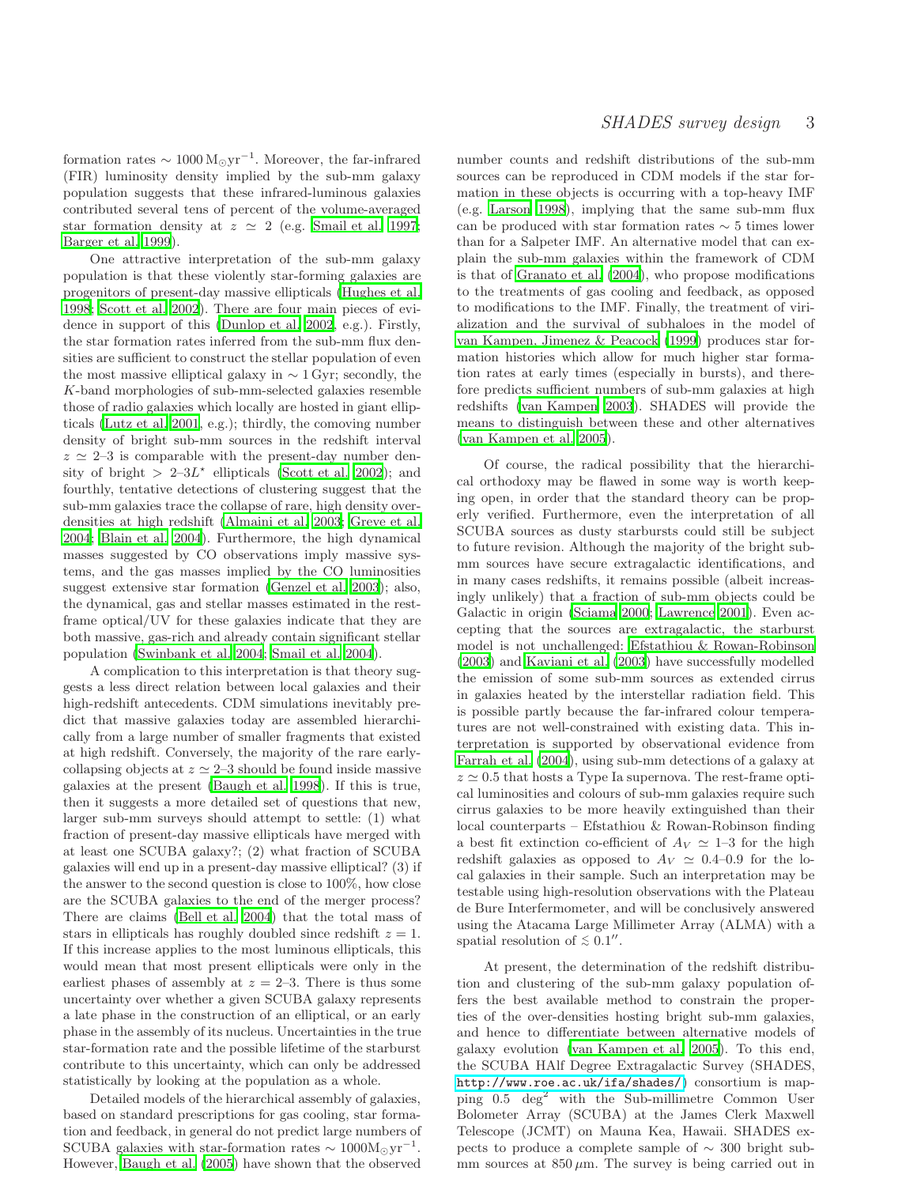formation rates $\sim 1000\,\mathrm{M_\odot yr^{-1}}$. Moreover, the far-infrared (FIR) luminosity density implied by the sub-mm galaxy population suggests that these infrared-luminous galaxies contributed several tens of percent of the volume-averaged star formation density at $z \simeq 2$ (e.g. Smail et al. 1997; Barger et al. 1999).

One attractive interpretation of the sub-mm galaxy population is that these violently star-forming galaxies are progenitors of present-day massive ellipticals (Hughes et al. 1998; Scott et al. 2002). There are four main pieces of evidence in support of this (Dunlop et al. 2002, e.g.). Firstly, the star formation rates inferred from the sub-mm flux densities are sufficient to construct the stellar population of even the most massive elliptical galaxy in $\sim 1\,\mathrm{Gyr}$; secondly, the $K$-band morphologies of sub-mm-selected galaxies resemble those of radio galaxies which locally are hosted in giant ellipticals (Lutz et al. 2001, e.g.); thirdly, the comoving number density of bright sub-mm sources in the redshift interval $z \simeq 2$–3 is comparable with the present-day number density of bright $> 2$–$3L^\star$ ellipticals (Scott et al. 2002); and fourthly, tentative detections of clustering suggest that the sub-mm galaxies trace the collapse of rare, high density overdensities at high redshift (Almaini et al. 2003; Greve et al. 2004; Blain et al. 2004). Furthermore, the high dynamical masses suggested by CO observations imply massive systems, and the gas masses implied by the CO luminosities suggest extensive star formation (Genzel et al. 2003); also, the dynamical, gas and stellar masses estimated in the rest-frame optical/UV for these galaxies indicate that they are both massive, gas-rich and already contain significant stellar population (Swinbank et al. 2004; Smail et al. 2004).

A complication to this interpretation is that theory suggests a less direct relation between local galaxies and their high-redshift antecedents. CDM simulations inevitably predict that massive galaxies today are assembled hierarchically from a large number of smaller fragments that existed at high redshift. Conversely, the majority of the rare early-collapsing objects at $z \simeq 2$–3 should be found inside massive galaxies at the present (Baugh et al. 1998). If this is true, then it suggests a more detailed set of questions that new, larger sub-mm surveys should attempt to settle: (1) what fraction of present-day massive ellipticals have merged with at least one SCUBA galaxy?; (2) what fraction of SCUBA galaxies will end up in a present-day massive elliptical? (3) if the answer to the second question is close to 100%, how close are the SCUBA galaxies to the end of the merger process? There are claims (Bell et al. 2004) that the total mass of stars in ellipticals has roughly doubled since redshift $z = 1$. If this increase applies to the most luminous ellipticals, this would mean that most present ellipticals were only in the earliest phases of assembly at $z = 2$–3. There is thus some uncertainty over whether a given SCUBA galaxy represents a late phase in the construction of an elliptical, or an early phase in the assembly of its nucleus. Uncertainties in the true star-formation rate and the possible lifetime of the starburst contribute to this uncertainty, which can only be addressed statistically by looking at the population as a whole.

Detailed models of the hierarchical assembly of galaxies, based on standard prescriptions for gas cooling, star formation and feedback, in general do not predict large numbers of SCUBA galaxies with star-formation rates $\sim 1000\mathrm{M_\odot yr^{-1}}$. However, Baugh et al. (2005) have shown that the observed number counts and redshift distributions of the sub-mm sources can be reproduced in CDM models if the star formation in these objects is occurring with a top-heavy IMF (e.g. Larson 1998), implying that the same sub-mm flux can be produced with star formation rates $\sim 5$ times lower than for a Salpeter IMF. An alternative model that can explain the sub-mm galaxies within the framework of CDM is that of Granato et al. (2004), who propose modifications to the treatments of gas cooling and feedback, as opposed to modifications to the IMF. Finally, the treatment of virialization and the survival of subhaloes in the model of van Kampen, Jimenez & Peacock (1999) produces star formation histories which allow for much higher star formation rates at early times (especially in bursts), and therefore predicts sufficient numbers of sub-mm galaxies at high redshifts (van Kampen 2003). SHADES will provide the means to distinguish between these and other alternatives (van Kampen et al. 2005).

Of course, the radical possibility that the hierarchical orthodoxy may be flawed in some way is worth keeping open, in order that the standard theory can be properly verified. Furthermore, even the interpretation of all SCUBA sources as dusty starbursts could still be subject to future revision. Although the majority of the bright sub-mm sources have secure extragalactic identifications, and in many cases redshifts, it remains possible (albeit increasingly unlikely) that a fraction of sub-mm objects could be Galactic in origin (Sciama 2000; Lawrence 2001). Even accepting that the sources are extragalactic, the starburst model is not unchallenged: Efstathiou & Rowan-Robinson (2003) and Kaviani et al. (2003) have successfully modelled the emission of some sub-mm sources as extended cirrus in galaxies heated by the interstellar radiation field. This is possible partly because the far-infrared colour temperatures are not well-constrained with existing data. This interpretation is supported by observational evidence from Farrah et al. (2004), using sub-mm detections of a galaxy at $z \simeq 0.5$ that hosts a Type Ia supernova. The rest-frame optical luminosities and colours of sub-mm galaxies require such cirrus galaxies to be more heavily extinguished than their local counterparts – Efstathiou & Rowan-Robinson finding a best fit extinction co-efficient of $A_V \simeq 1$–3 for the high redshift galaxies as opposed to $A_V \simeq 0.4$–0.9 for the local galaxies in their sample. Such an interpretation may be testable using high-resolution observations with the Plateau de Bure Interfermometer, and will be conclusively answered using the Atacama Large Millimeter Array (ALMA) with a spatial resolution of $\lesssim 0.1''$.

At present, the determination of the redshift distribution and clustering of the sub-mm galaxy population offers the best available method to constrain the properties of the over-densities hosting bright sub-mm galaxies, and hence to differentiate between alternative models of galaxy evolution (van Kampen et al. 2005). To this end, the SCUBA HAlf Degree Extragalactic Survey (SHADES, http://www.roe.ac.uk/ifa/shades/) consortium is mapping 0.5 $\mathrm{deg^2}$ with the Sub-millimetre Common User Bolometer Array (SCUBA) at the James Clerk Maxwell Telescope (JCMT) on Mauna Kea, Hawaii. SHADES expects to produce a complete sample of $\sim 300$ bright sub-mm sources at $850\,\mu\mathrm{m}$. The survey is being carried out in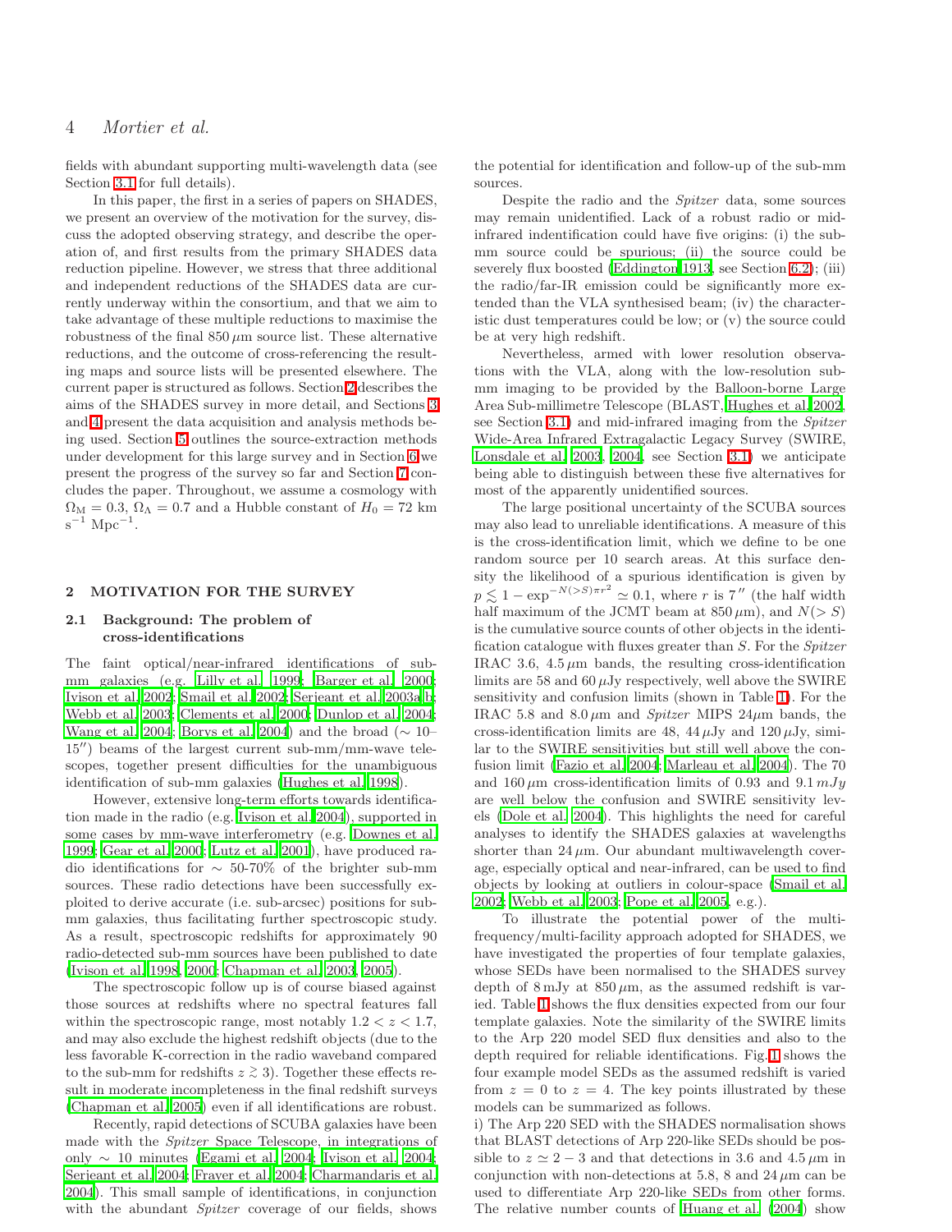fields with abundant supporting multi-wavelength data (see Section 3.1 for full details).

In this paper, the first in a series of papers on SHADES, we present an overview of the motivation for the survey, discuss the adopted observing strategy, and describe the operation of, and first results from the primary SHADES data reduction pipeline. However, we stress that three additional and independent reductions of the SHADES data are currently underway within the consortium, and that we aim to take advantage of these multiple reductions to maximise the robustness of the final $850\,\mu$m source list. These alternative reductions, and the outcome of cross-referencing the resulting maps and source lists will be presented elsewhere. The current paper is structured as follows. Section 2 describes the aims of the SHADES survey in more detail, and Sections 3 and 4 present the data acquisition and analysis methods being used. Section 5 outlines the source-extraction methods under development for this large survey and in Section 6 we present the progress of the survey so far and Section 7 concludes the paper. Throughout, we assume a cosmology with $\Omega_{\rm M} = 0.3$, $\Omega_\Lambda = 0.7$ and a Hubble constant of $H_0 = 72$ km s$^{-1}$ Mpc$^{-1}$.

## 2 MOTIVATION FOR THE SURVEY

### 2.1 Background: The problem of cross-identifications

The faint optical/near-infrared identifications of sub-mm galaxies (e.g. Lilly et al. 1999; Barger et al. 2000; Ivison et al. 2002; Smail et al. 2002; Serjeant et al. 2003a,b; Webb et al. 2003; Clements et al. 2000; Dunlop et al. 2004; Wang et al. 2004; Borys et al. 2004) and the broad ($\sim$ 10–15$''$) beams of the largest current sub-mm/mm-wave telescopes, together present difficulties for the unambiguous identification of sub-mm galaxies (Hughes et al. 1998).

However, extensive long-term efforts towards identification made in the radio (e.g. Ivison et al. 2004), supported in some cases by mm-wave interferometry (e.g. Downes et al. 1999; Gear et al. 2000; Lutz et al. 2001), have produced radio identifications for $\sim$ 50-70% of the brighter sub-mm sources. These radio detections have been successfully exploited to derive accurate (i.e. sub-arcsec) positions for sub-mm galaxies, thus facilitating further spectroscopic study. As a result, spectroscopic redshifts for approximately 90 radio-detected sub-mm sources have been published to date (Ivison et al. 1998, 2000; Chapman et al. 2003, 2005).

The spectroscopic follow up is of course biased against those sources at redshifts where no spectral features fall within the spectroscopic range, most notably $1.2 < z < 1.7$, and may also exclude the highest redshift objects (due to the less favorable K-correction in the radio waveband compared to the sub-mm for redshifts $z \gtrsim 3$). Together these effects result in moderate incompleteness in the final redshift surveys (Chapman et al. 2005) even if all identifications are robust.

Recently, rapid detections of SCUBA galaxies have been made with the *Spitzer* Space Telescope, in integrations of only $\sim$ 10 minutes (Egami et al. 2004; Ivison et al. 2004; Serjeant et al. 2004; Frayer et al. 2004; Charmandaris et al. 2004). This small sample of identifications, in conjunction with the abundant *Spitzer* coverage of our fields, shows the potential for identification and follow-up of the sub-mm sources.

Despite the radio and the *Spitzer* data, some sources may remain unidentified. Lack of a robust radio or mid-infrared indentification could have five origins: (i) the sub-mm source could be spurious; (ii) the source could be severely flux boosted (Eddington 1913, see Section 6.2); (iii) the radio/far-IR emission could be significantly more extended than the VLA synthesised beam; (iv) the characteristic dust temperatures could be low; or (v) the source could be at very high redshift.

Nevertheless, armed with lower resolution observations with the VLA, along with the low-resolution sub-mm imaging to be provided by the Balloon-borne Large Area Sub-millimetre Telescope (BLAST, Hughes et al. 2002, see Section 3.1) and mid-infrared imaging from the *Spitzer* Wide-Area Infrared Extragalactic Legacy Survey (SWIRE, Lonsdale et al. 2003, 2004, see Section 3.1) we anticipate being able to distinguish between these five alternatives for most of the apparently unidentified sources.

The large positional uncertainty of the SCUBA sources may also lead to unreliable identifications. A measure of this is the cross-identification limit, which we define to be one random source per 10 search areas. At this surface density the likelihood of a spurious identification is given by $p \lesssim 1 - \exp^{-N(>S)\pi r^2} \simeq 0.1$, where $r$ is $7''$ (the half width half maximum of the JCMT beam at $850\,\mu$m), and $N(>S)$ is the cumulative source counts of other objects in the identification catalogue with fluxes greater than $S$. For the *Spitzer* IRAC 3.6, $4.5\,\mu$m bands, the resulting cross-identification limits are 58 and $60\,\mu$Jy respectively, well above the SWIRE sensitivity and confusion limits (shown in Table 1). For the IRAC 5.8 and $8.0\,\mu$m and *Spitzer* MIPS $24\mu$m bands, the cross-identification limits are 48, $44\,\mu$Jy and $120\,\mu$Jy, similar to the SWIRE sensitivities but still well above the confusion limit (Fazio et al. 2004; Marleau et al. 2004). The 70 and $160\,\mu$m cross-identification limits of 0.93 and $9.1\,mJy$ are well below the confusion and SWIRE sensitivity levels (Dole et al. 2004). This highlights the need for careful analyses to identify the SHADES galaxies at wavelengths shorter than $24\,\mu$m. Our abundant multiwavelength coverage, especially optical and near-infrared, can be used to find objects by looking at outliers in colour-space (Smail et al. 2002; Webb et al. 2003; Pope et al. 2005, e.g.).

To illustrate the potential power of the multi-frequency/multi-facility approach adopted for SHADES, we have investigated the properties of four template galaxies, whose SEDs have been normalised to the SHADES survey depth of 8 mJy at $850\,\mu$m, as the assumed redshift is varied. Table 1 shows the flux densities expected from our four template galaxies. Note the similarity of the SWIRE limits to the Arp 220 model SED flux densities and also to the depth required for reliable identifications. Fig. 1 shows the four example model SEDs as the assumed redshift is varied from $z = 0$ to $z = 4$. The key points illustrated by these models can be summarized as follows.

i) The Arp 220 SED with the SHADES normalisation shows that BLAST detections of Arp 220-like SEDs should be possible to $z \simeq 2-3$ and that detections in 3.6 and $4.5\,\mu$m in conjunction with non-detections at 5.8, 8 and $24\,\mu$m can be used to differentiate Arp 220-like SEDs from other forms. The relative number counts of Huang et al. (2004) show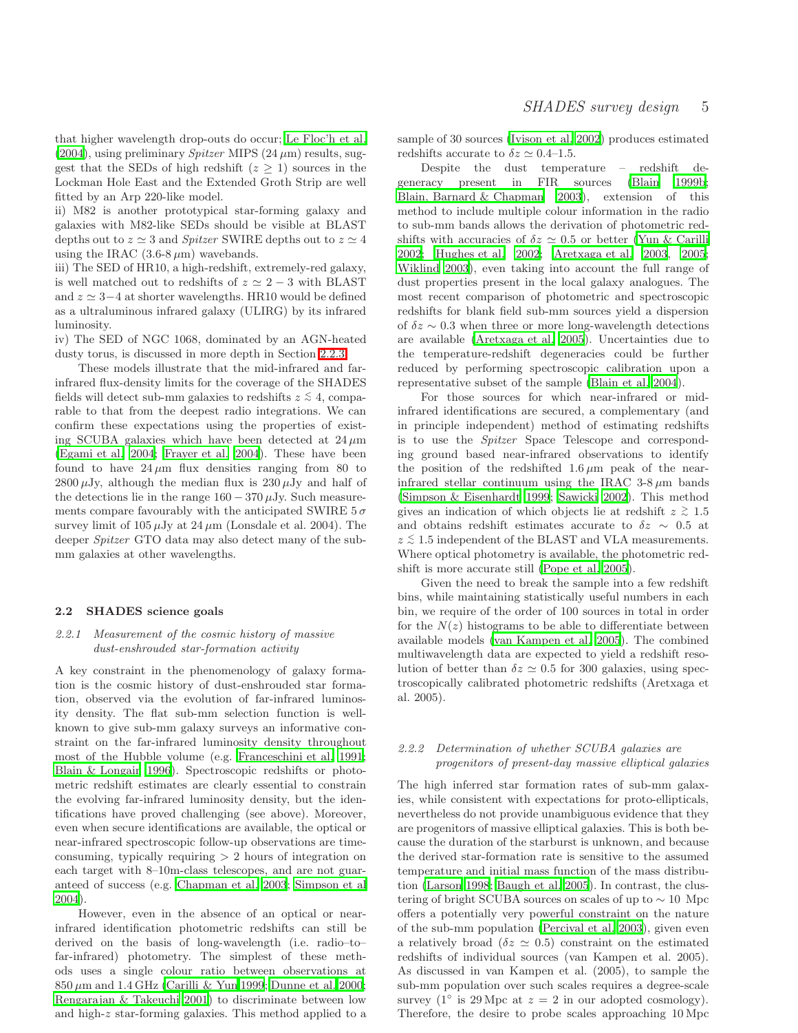that higher wavelength drop-outs do occur; Le Floc'h et al. (2004), using preliminary *Spitzer* MIPS ($24\,\mu$m) results, suggest that the SEDs of high redshift ($z \geq 1$) sources in the Lockman Hole East and the Extended Groth Strip are well fitted by an Arp 220-like model.

ii) M82 is another prototypical star-forming galaxy and galaxies with M82-like SEDs should be visible at BLAST depths out to $z \simeq 3$ and *Spitzer* SWIRE depths out to $z \simeq 4$ using the IRAC (3.6-8 $\mu$m) wavebands.

iii) The SED of HR10, a high-redshift, extremely-red galaxy, is well matched out to redshifts of $z \simeq 2-3$ with BLAST and $z \simeq 3-4$ at shorter wavelengths. HR10 would be defined as a ultraluminous infrared galaxy (ULIRG) by its infrared luminosity.

iv) The SED of NGC 1068, dominated by an AGN-heated dusty torus, is discussed in more depth in Section 2.2.3.

These models illustrate that the mid-infrared and far-infrared flux-density limits for the coverage of the SHADES fields will detect sub-mm galaxies to redshifts $z \lesssim 4$, comparable to that from the deepest radio integrations. We can confirm these expectations using the properties of existing SCUBA galaxies which have been detected at $24\,\mu$m (Egami et al. 2004; Frayer et al. 2004). These have been found to have $24\,\mu$m flux densities ranging from 80 to $2800\,\mu$Jy, although the median flux is $230\,\mu$Jy and half of the detections lie in the range $160-370\,\mu$Jy. Such measurements compare favourably with the anticipated SWIRE $5\,\sigma$ survey limit of $105\,\mu$Jy at $24\,\mu$m (Lonsdale et al. 2004). The deeper *Spitzer* GTO data may also detect many of the sub-mm galaxies at other wavelengths.

## 2.2 SHADES science goals

### 2.2.1 *Measurement of the cosmic history of massive dust-enshrouded star-formation activity*

A key constraint in the phenomenology of galaxy formation is the cosmic history of dust-enshrouded star formation, observed via the evolution of far-infrared luminosity density. The flat sub-mm selection function is well-known to give sub-mm galaxy surveys an informative constraint on the far-infrared luminosity density throughout most of the Hubble volume (e.g. Franceschini et al. 1991; Blain & Longair 1996). Spectroscopic redshifts or photometric redshift estimates are clearly essential to constrain the evolving far-infrared luminosity density, but the identifications have proved challenging (see above). Moreover, even when secure identifications are available, the optical or near-infrared spectroscopic follow-up observations are time-consuming, typically requiring $> 2$ hours of integration on each target with 8–10m-class telescopes, and are not guaranteed of success (e.g. Chapman et al. 2003; Simpson et al 2004).

However, even in the absence of an optical or near-infrared identification photometric redshifts can still be derived on the basis of long-wavelength (i.e. radio–to–far-infrared) photometry. The simplest of these methods uses a single colour ratio between observations at $850\,\mu$m and 1.4 GHz (Carilli & Yun 1999; Dunne et al. 2000; Rengarajan & Takeuchi 2001) to discriminate between low and high-$z$ star-forming galaxies. This method applied to a sample of 30 sources (Ivison et al. 2002) produces estimated redshifts accurate to $\delta z \simeq 0.4$–1.5.

Despite the dust temperature – redshift degeneracy present in FIR sources (Blain 1999b; Blain, Barnard & Chapman 2003), extension of this method to include multiple colour information in the radio to sub-mm bands allows the derivation of photometric redshifts with accuracies of $\delta z \simeq 0.5$ or better (Yun & Carilli 2002; Hughes et al. 2002; Aretxaga et al. 2003, 2005; Wiklind 2003), even taking into account the full range of dust properties present in the local galaxy analogues. The most recent comparison of photometric and spectroscopic redshifts for blank field sub-mm sources yield a dispersion of $\delta z \sim 0.3$ when three or more long-wavelength detections are available (Aretxaga et al. 2005). Uncertainties due to the temperature-redshift degeneracies could be further reduced by performing spectroscopic calibration upon a representative subset of the sample (Blain et al. 2004).

For those sources for which near-infrared or mid-infrared identifications are secured, a complementary (and in principle independent) method of estimating redshifts is to use the *Spitzer* Space Telescope and corresponding ground based near-infrared observations to identify the position of the redshifted $1.6\,\mu$m peak of the near-infrared stellar continuum using the IRAC 3-8 $\mu$m bands (Simpson & Eisenhardt 1999; Sawicki 2002). This method gives an indication of which objects lie at redshift $z \gtrsim 1.5$ and obtains redshift estimates accurate to $\delta z \sim 0.5$ at $z \lesssim 1.5$ independent of the BLAST and VLA measurements. Where optical photometry is available, the photometric redshift is more accurate still (Pope et al. 2005).

Given the need to break the sample into a few redshift bins, while maintaining statistically useful numbers in each bin, we require of the order of 100 sources in total in order for the $N(z)$ histograms to be able to differentiate between available models (van Kampen et al. 2005). The combined multiwavelength data are expected to yield a redshift resolution of better than $\delta z \simeq 0.5$ for 300 galaxies, using spectroscopically calibrated photometric redshifts (Aretxaga et al. 2005).

### 2.2.2 *Determination of whether SCUBA galaxies are progenitors of present-day massive elliptical galaxies*

The high inferred star formation rates of sub-mm galaxies, while consistent with expectations for proto-ellipticals, nevertheless do not provide unambiguous evidence that they are progenitors of massive elliptical galaxies. This is both because the duration of the starburst is unknown, and because the derived star-formation rate is sensitive to the assumed temperature and initial mass function of the mass distribution (Larson 1998; Baugh et al. 2005). In contrast, the clustering of bright SCUBA sources on scales of up to $\sim 10$ Mpc offers a potentially very powerful constraint on the nature of the sub-mm population (Percival et al. 2003), given even a relatively broad ($\delta z \simeq 0.5$) constraint on the estimated redshifts of individual sources (van Kampen et al. 2005). As discussed in van Kampen et al. (2005), to sample the sub-mm population over such scales requires a degree-scale survey ($1^{\circ}$ is 29 Mpc at $z = 2$ in our adopted cosmology). Therefore, the desire to probe scales approaching 10 Mpc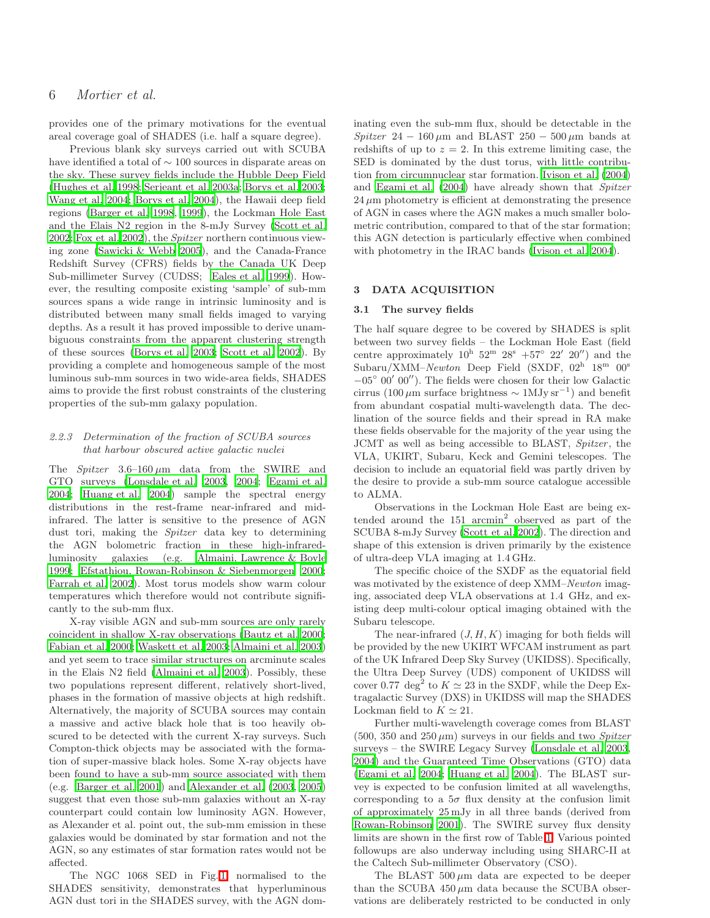provides one of the primary motivations for the eventual areal coverage goal of SHADES (i.e. half a square degree).

Previous blank sky surveys carried out with SCUBA have identified a total of $\sim 100$ sources in disparate areas on the sky. These survey fields include the Hubble Deep Field (Hughes et al. 1998; Serjeant et al. 2003a; Borys et al. 2003; Wang et al. 2004; Borys et al. 2004), the Hawaii deep field regions (Barger et al. 1998, 1999), the Lockman Hole East and the Elais N2 region in the 8-mJy Survey (Scott et al. 2002; Fox et al. 2002), the *Spitzer* northern continuous viewing zone (Sawicki & Webb 2005), and the Canada-France Redshift Survey (CFRS) fields by the Canada UK Deep Sub-millimeter Survey (CUDSS; Eales et al. 1999). However, the resulting composite existing 'sample' of sub-mm sources spans a wide range in intrinsic luminosity and is distributed between many small fields imaged to varying depths. As a result it has proved impossible to derive unambiguous constraints from the apparent clustering strength of these sources (Borys et al. 2003; Scott et al. 2002). By providing a complete and homogeneous sample of the most luminous sub-mm sources in two wide-area fields, SHADES aims to provide the first robust constraints of the clustering properties of the sub-mm galaxy population.

#### 2.2.3 Determination of the fraction of SCUBA sources that harbour obscured active galactic nuclei

The *Spitzer* 3.6–160 $\mu$m data from the SWIRE and GTO surveys (Lonsdale et al. 2003, 2004; Egami et al. 2004; Huang et al. 2004) sample the spectral energy distributions in the rest-frame near-infrared and mid-infrared. The latter is sensitive to the presence of AGN dust tori, making the *Spitzer* data key to determining the AGN bolometric fraction in these high-infrared-luminosity galaxies (e.g. Almaini, Lawrence & Boyle 1999; Efstathiou, Rowan-Robinson & Siebenmorgen 2000; Farrah et al. 2002). Most torus models show warm colour temperatures which therefore would not contribute significantly to the sub-mm flux.

X-ray visible AGN and sub-mm sources are only rarely coincident in shallow X-ray observations (Bautz et al. 2000; Fabian et al. 2000; Waskett et al. 2003; Almaini et al. 2003) and yet seem to trace similar structures on arcminute scales in the Elais N2 field (Almaini et al. 2003). Possibly, these two populations represent different, relatively short-lived, phases in the formation of massive objects at high redshift. Alternatively, the majority of SCUBA sources may contain a massive and active black hole that is too heavily obscured to be detected with the current X-ray surveys. Such Compton-thick objects may be associated with the formation of super-massive black holes. Some X-ray objects have been found to have a sub-mm source associated with them (e.g. Barger et al. 2001) and Alexander et al. (2003, 2005) suggest that even those sub-mm galaxies without an X-ray counterpart could contain low luminosity AGN. However, as Alexander et al. point out, the sub-mm emission in these galaxies would be dominated by star formation and not the AGN, so any estimates of star formation rates would not be affected.

The NGC 1068 SED in Fig. 1, normalised to the SHADES sensitivity, demonstrates that hyperluminous AGN dust tori in the SHADES survey, with the AGN dominating even the sub-mm flux, should be detectable in the *Spitzer* $24-160\,\mu$m and BLAST $250-500\,\mu$m bands at redshifts of up to $z=2$. In this extreme limiting case, the SED is dominated by the dust torus, with little contribution from circumnuclear star formation. Ivison et al. (2004) and Egami et al. (2004) have already shown that *Spitzer* $24\,\mu$m photometry is efficient at demonstrating the presence of AGN in cases where the AGN makes a much smaller bolometric contribution, compared to that of the star formation; this AGN detection is particularly effective when combined with photometry in the IRAC bands (Ivison et al. 2004).

## 3 DATA ACQUISITION

### 3.1 The survey fields

The half square degree to be covered by SHADES is split between two survey fields – the Lockman Hole East (field centre approximately $10^{\rm h}\ 52^{\rm m}\ 28^{\rm s}\ +57^{\circ}\ 22'\ 20''$) and the Subaru/XMM–*Newton* Deep Field (SXDF, $02^{\rm h}\ 18^{\rm m}\ 00^{\rm s}\ -05^{\circ}\ 00'\ 00''$). The fields were chosen for their low Galactic cirrus ($100\,\mu$m surface brightness $\sim 1{\rm MJy\,sr^{-1}}$) and benefit from abundant cospatial multi-wavelength data. The declination of the source fields and their spread in RA make these fields observable for the majority of the year using the JCMT as well as being accessible to BLAST, *Spitzer*, the VLA, UKIRT, Subaru, Keck and Gemini telescopes. The decision to include an equatorial field was partly driven by the desire to provide a sub-mm source catalogue accessible to ALMA.

Observations in the Lockman Hole East are being extended around the 151 arcmin$^2$ observed as part of the SCUBA 8-mJy Survey (Scott et al. 2002). The direction and shape of this extension is driven primarily by the existence of ultra-deep VLA imaging at 1.4 GHz.

The specific choice of the SXDF as the equatorial field was motivated by the existence of deep XMM–*Newton* imaging, associated deep VLA observations at 1.4 GHz, and existing deep multi-colour optical imaging obtained with the Subaru telescope.

The near-infrared $(J, H, K)$ imaging for both fields will be provided by the new UKIRT WFCAM instrument as part of the UK Infrared Deep Sky Survey (UKIDSS). Specifically, the Ultra Deep Survey (UDS) component of UKIDSS will cover 0.77 deg$^2$ to $K \simeq 23$ in the SXDF, while the Deep Extragalactic Survey (DXS) in UKIDSS will map the SHADES Lockman field to $K \simeq 21$.

Further multi-wavelength coverage comes from BLAST (500, 350 and 250 $\mu$m) surveys in our fields and two *Spitzer* surveys – the SWIRE Legacy Survey (Lonsdale et al. 2003, 2004) and the Guaranteed Time Observations (GTO) data (Egami et al. 2004; Huang et al. 2004). The BLAST survey is expected to be confusion limited at all wavelengths, corresponding to a $5\sigma$ flux density at the confusion limit of approximately 25 mJy in all three bands (derived from Rowan-Robinson 2001). The SWIRE survey flux density limits are shown in the first row of Table 1. Various pointed followups are also underway including using SHARC-II at the Caltech Sub-millimeter Observatory (CSO).

The BLAST $500\,\mu$m data are expected to be deeper than the SCUBA $450\,\mu$m data because the SCUBA observations are deliberately restricted to be conducted in only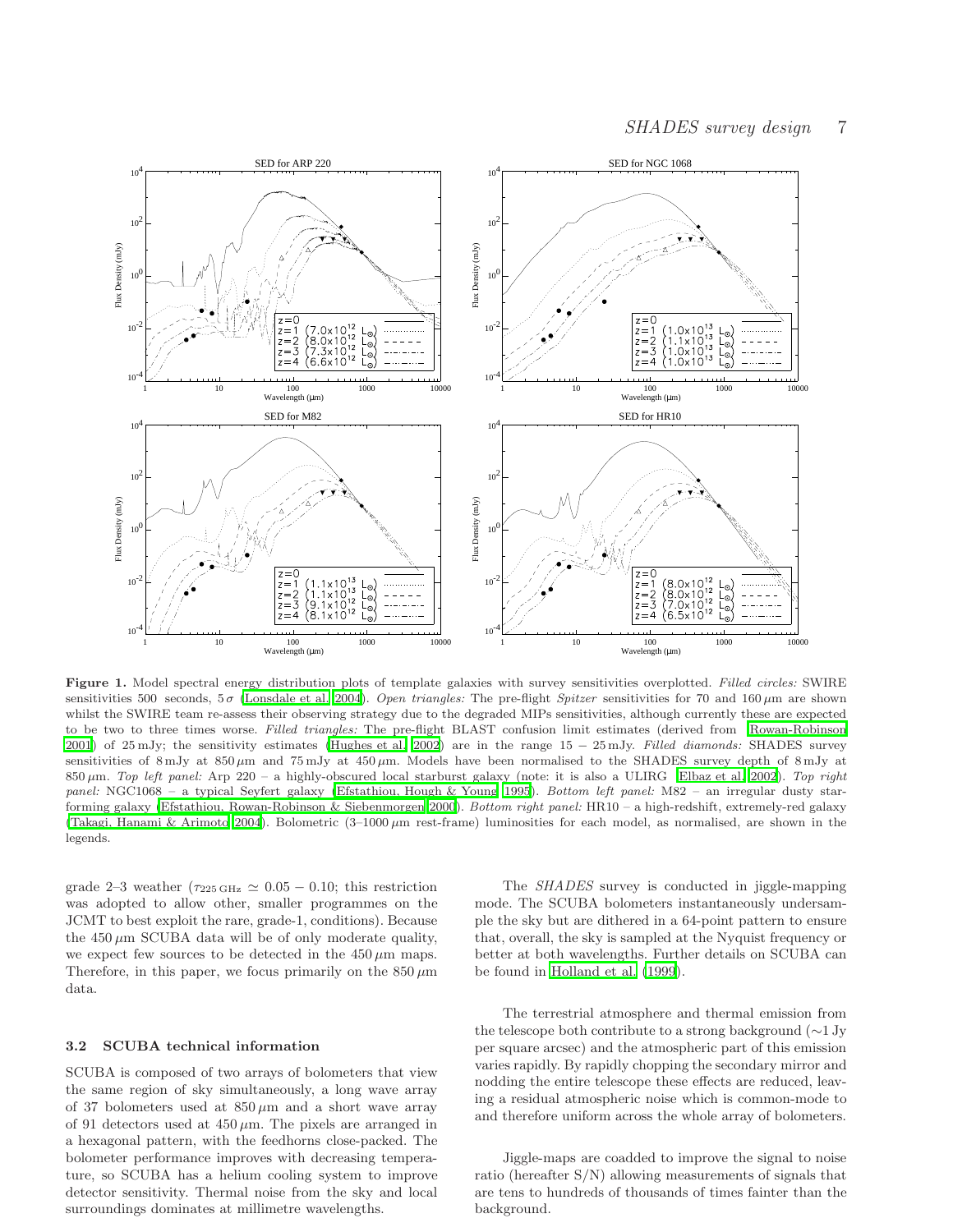**Figure 1.** Model spectral energy distribution plots of template galaxies with survey sensitivities overplotted. *Filled circles:* SWIRE sensitivities 500 seconds, $5\sigma$ (Lonsdale et al. 2004). *Open triangles:* The pre-flight *Spitzer* sensitivities for 70 and 160 $\mu$m are shown whilst the SWIRE team re-assess their observing strategy due to the degraded MIPs sensitivities, although currently these are expected to be two to three times worse. *Filled triangles:* The pre-flight BLAST confusion limit estimates (derived from Rowan-Robinson 2001) of 25 mJy; the sensitivity estimates (Hughes et al. 2002) are in the range $15-25$ mJy. *Filled diamonds:* SHADES survey sensitivities of 8 mJy at 850 $\mu$m and 75 mJy at 450 $\mu$m. Models have been normalised to the SHADES survey depth of 8 mJy at 850 $\mu$m. *Top left panel:* Arp 220 – a highly-obscured local starburst galaxy (note: it is also a ULIRG Elbaz et al. 2002). *Top right panel:* NGC1068 – a typical Seyfert galaxy (Efstathiou, Hough & Young 1995). *Bottom left panel:* M82 – an irregular dusty star-forming galaxy (Efstathiou, Rowan-Robinson & Siebenmorgen 2000). *Bottom right panel:* HR10 – a high-redshift, extremely-red galaxy (Takagi, Hanami & Arimoto 2004). Bolometric (3–1000 $\mu$m rest-frame) luminosities for each model, as normalised, are shown in the legends.

grade 2–3 weather ($\tau_{225\,\mathrm{GHz}} \simeq 0.05-0.10$; this restriction was adopted to allow other, smaller programmes on the JCMT to best exploit the rare, grade-1, conditions). Because the 450 $\mu$m SCUBA data will be of only moderate quality, we expect few sources to be detected in the 450 $\mu$m maps. Therefore, in this paper, we focus primarily on the 850 $\mu$m data.

### 3.2 SCUBA technical information

SCUBA is composed of two arrays of bolometers that view the same region of sky simultaneously, a long wave array of 37 bolometers used at 850 $\mu$m and a short wave array of 91 detectors used at 450 $\mu$m. The pixels are arranged in a hexagonal pattern, with the feedhorns close-packed. The bolometer performance improves with decreasing temperature, so SCUBA has a helium cooling system to improve detector sensitivity. Thermal noise from the sky and local surroundings dominates at millimetre wavelengths.

The *SHADES* survey is conducted in jiggle-mapping mode. The SCUBA bolometers instantaneously undersample the sky but are dithered in a 64-point pattern to ensure that, overall, the sky is sampled at the Nyquist frequency or better at both wavelengths. Further details on SCUBA can be found in Holland et al. (1999).

The terrestrial atmosphere and thermal emission from the telescope both contribute to a strong background ($\sim$1 Jy per square arcsec) and the atmospheric part of this emission varies rapidly. By rapidly chopping the secondary mirror and nodding the entire telescope these effects are reduced, leaving a residual atmospheric noise which is common-mode to and therefore uniform across the whole array of bolometers.

Jiggle-maps are coadded to improve the signal to noise ratio (hereafter S/N) allowing measurements of signals that are tens to hundreds of thousands of times fainter than the background.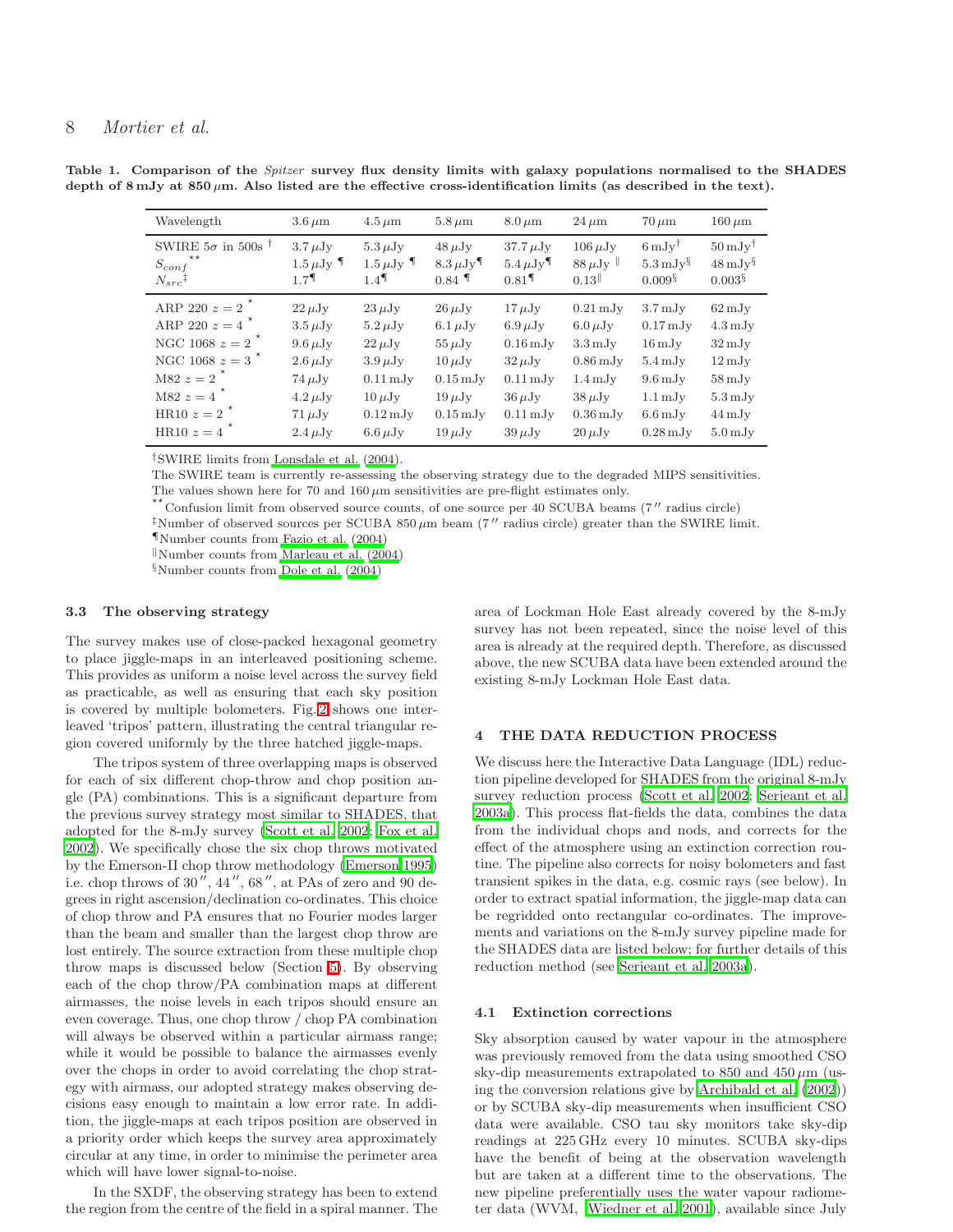**Table 1. Comparison of the *Spitzer* survey flux density limits with galaxy populations normalised to the SHADES depth of 8 mJy at 850 μm. Also listed are the effective cross-identification limits (as described in the text).**

| Wavelength | 3.6 μm | 4.5 μm | 5.8 μm | 8.0 μm | 24 μm | 70 μm | 160 μm |
|---|---|---|---|---|---|---|---|
| SWIRE 5σ in 500s † | 3.7 μJy | 5.3 μJy | 48 μJy | 37.7 μJy | 106 μJy | 6 mJy† | 50 mJy† |
| $S_{conf}$ ** | 1.5 μJy ¶ | 1.5 μJy ¶ | 8.3 μJy¶ | 5.4 μJy¶ | 88 μJy ‖ | 5.3 mJy§ | 48 mJy§ |
| $N_{src}$ ‡ | 1.7¶ | 1.4¶ | 0.84 ¶ | 0.81¶ | 0.13‖ | 0.009§ | 0.003§ |
| ARP 220 $z = 2$ ⋆ | 22 μJy | 23 μJy | 26 μJy | 17 μJy | 0.21 mJy | 3.7 mJy | 62 mJy |
| ARP 220 $z = 4$ ⋆ | 3.5 μJy | 5.2 μJy | 6.1 μJy | 6.9 μJy | 6.0 μJy | 0.17 mJy | 4.3 mJy |
| NGC 1068 $z = 2$ ⋆ | 9.6 μJy | 22 μJy | 55 μJy | 0.16 mJy | 3.3 mJy | 16 mJy | 32 mJy |
| NGC 1068 $z = 3$ ⋆ | 2.6 μJy | 3.9 μJy | 10 μJy | 32 μJy | 0.86 mJy | 5.4 mJy | 12 mJy |
| M82 $z = 2$ ⋆ | 74 μJy | 0.11 mJy | 0.15 mJy | 0.11 mJy | 1.4 mJy | 9.6 mJy | 58 mJy |
| M82 $z = 4$ ⋆ | 4.2 μJy | 10 μJy | 19 μJy | 36 μJy | 38 μJy | 1.1 mJy | 5.3 mJy |
| HR10 $z = 2$ ⋆ | 71 μJy | 0.12 mJy | 0.15 mJy | 0.11 mJy | 0.36 mJy | 6.6 mJy | 44 mJy |
| HR10 $z = 4$ ⋆ | 2.4 μJy | 6.6 μJy | 19 μJy | 39 μJy | 20 μJy | 0.28 mJy | 5.0 mJy |

†SWIRE limits from Lonsdale et al. (2004).
The SWIRE team is currently re-assessing the observing strategy due to the degraded MIPS sensitivities.
The values shown here for 70 and 160 μm sensitivities are pre-flight estimates only.
**Confusion limit from observed source counts, of one source per 40 SCUBA beams (7″ radius circle)
‡Number of observed sources per SCUBA 850 μm beam (7″ radius circle) greater than the SWIRE limit.
¶Number counts from Fazio et al. (2004)
‖Number counts from Marleau et al. (2004)
§Number counts from Dole et al. (2004)

### 3.3 The observing strategy

The survey makes use of close-packed hexagonal geometry to place jiggle-maps in an interleaved positioning scheme. This provides as uniform a noise level across the survey field as practicable, as well as ensuring that each sky position is covered by multiple bolometers. Fig. 2 shows one interleaved 'tripos' pattern, illustrating the central triangular region covered uniformly by the three hatched jiggle-maps.

The tripos system of three overlapping maps is observed for each of six different chop-throw and chop position angle (PA) combinations. This is a significant departure from the previous survey strategy most similar to SHADES, that adopted for the 8-mJy survey (Scott et al. 2002; Fox et al. 2002). We specifically chose the six chop throws motivated by the Emerson-II chop throw methodology (Emerson 1995) i.e. chop throws of 30″, 44″, 68″, at PAs of zero and 90 degrees in right ascension/declination co-ordinates. This choice of chop throw and PA ensures that no Fourier modes larger than the beam and smaller than the largest chop throw are lost entirely. The source extraction from these multiple chop throw maps is discussed below (Section 5). By observing each of the chop throw/PA combination maps at different airmasses, the noise levels in each tripos should ensure an even coverage. Thus, one chop throw / chop PA combination will always be observed within a particular airmass range; while it would be possible to balance the airmasses evenly over the chops in order to avoid correlating the chop strategy with airmass, our adopted strategy makes observing decisions easy enough to maintain a low error rate. In addition, the jiggle-maps at each tripos position are observed in a priority order which keeps the survey area approximately circular at any time, in order to minimise the perimeter area which will have lower signal-to-noise.

In the SXDF, the observing strategy has been to extend the region from the centre of the field in a spiral manner. The area of Lockman Hole East already covered by the 8-mJy survey has not been repeated, since the noise level of this area is already at the required depth. Therefore, as discussed above, the new SCUBA data have been extended around the existing 8-mJy Lockman Hole East data.

## 4 THE DATA REDUCTION PROCESS

We discuss here the Interactive Data Language (IDL) reduction pipeline developed for SHADES from the original 8-mJy survey reduction process (Scott et al. 2002; Serjeant et al. 2003a). This process flat-fields the data, combines the data from the individual chops and nods, and corrects for the effect of the atmosphere using an extinction correction routine. The pipeline also corrects for noisy bolometers and fast transient spikes in the data, e.g. cosmic rays (see below). In order to extract spatial information, the jiggle-map data can be regridded onto rectangular co-ordinates. The improvements and variations on the 8-mJy survey pipeline made for the SHADES data are listed below; for further details of this reduction method (see Serjeant et al. 2003a).

### 4.1 Extinction corrections

Sky absorption caused by water vapour in the atmosphere was previously removed from the data using smoothed CSO sky-dip measurements extrapolated to 850 and 450 μm (using the conversion relations give by Archibald et al. (2002)) or by SCUBA sky-dip measurements when insufficient CSO data were available. CSO tau sky monitors take sky-dip readings at 225 GHz every 10 minutes. SCUBA sky-dips have the benefit of being at the observation wavelength but are taken at a different time to the observations. The new pipeline preferentially uses the water vapour radiometer data (WVM, Wiedner et al. 2001), available since July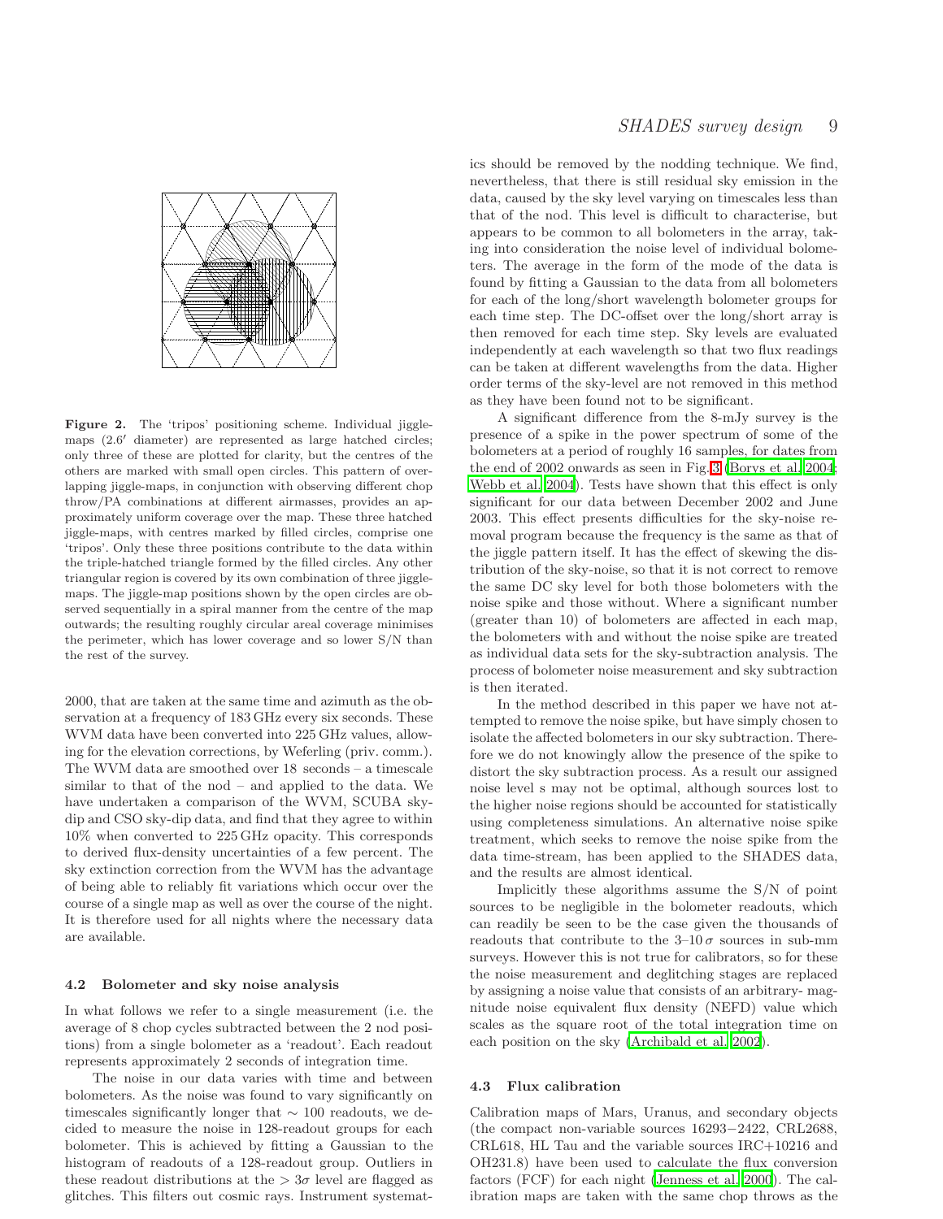**Figure 2.** The 'tripos' positioning scheme. Individual jiggle-maps (2.6′ diameter) are represented as large hatched circles; only three of these are plotted for clarity, but the centres of the others are marked with small open circles. This pattern of overlapping jiggle-maps, in conjunction with observing different chop throw/PA combinations at different airmasses, provides an approximately uniform coverage over the map. These three hatched jiggle-maps, with centres marked by filled circles, comprise one 'tripos'. Only these three positions contribute to the data within the triple-hatched triangle formed by the filled circles. Any other triangular region is covered by its own combination of three jiggle-maps. The jiggle-map positions shown by the open circles are observed sequentially in a spiral manner from the centre of the map outwards; the resulting roughly circular areal coverage minimises the perimeter, which has lower coverage and so lower S/N than the rest of the survey.

2000, that are taken at the same time and azimuth as the observation at a frequency of 183 GHz every six seconds. These WVM data have been converted into 225 GHz values, allowing for the elevation corrections, by Weferling (priv. comm.). The WVM data are smoothed over 18 seconds – a timescale similar to that of the nod – and applied to the data. We have undertaken a comparison of the WVM, SCUBA sky-dip and CSO sky-dip data, and find that they agree to within 10% when converted to 225 GHz opacity. This corresponds to derived flux-density uncertainties of a few percent. The sky extinction correction from the WVM has the advantage of being able to reliably fit variations which occur over the course of a single map as well as over the course of the night. It is therefore used for all nights where the necessary data are available.

### 4.2 Bolometer and sky noise analysis

In what follows we refer to a single measurement (i.e. the average of 8 chop cycles subtracted between the 2 nod positions) from a single bolometer as a 'readout'. Each readout represents approximately 2 seconds of integration time.

The noise in our data varies with time and between bolometers. As the noise was found to vary significantly on timescales significantly longer that $\sim 100$ readouts, we decided to measure the noise in 128-readout groups for each bolometer. This is achieved by fitting a Gaussian to the histogram of readouts of a 128-readout group. Outliers in these readout distributions at the $> 3\sigma$ level are flagged as glitches. This filters out cosmic rays. Instrument systematics should be removed by the nodding technique. We find, nevertheless, that there is still residual sky emission in the data, caused by the sky level varying on timescales less than that of the nod. This level is difficult to characterise, but appears to be common to all bolometers in the array, taking into consideration the noise level of individual bolometers. The average in the form of the mode of the data is found by fitting a Gaussian to the data from all bolometers for each of the long/short wavelength bolometer groups for each time step. The DC-offset over the long/short array is then removed for each time step. Sky levels are evaluated independently at each wavelength so that two flux readings can be taken at different wavelengths from the data. Higher order terms of the sky-level are not removed in this method as they have been found not to be significant.

A significant difference from the 8-mJy survey is the presence of a spike in the power spectrum of some of the bolometers at a period of roughly 16 samples, for dates from the end of 2002 onwards as seen in Fig. 3 (Borys et al. 2004; Webb et al. 2004). Tests have shown that this effect is only significant for our data between December 2002 and June 2003. This effect presents difficulties for the sky-noise removal program because the frequency is the same as that of the jiggle pattern itself. It has the effect of skewing the distribution of the sky-noise, so that it is not correct to remove the same DC sky level for both those bolometers with the noise spike and those without. Where a significant number (greater than 10) of bolometers are affected in each map, the bolometers with and without the noise spike are treated as individual data sets for the sky-subtraction analysis. The process of bolometer noise measurement and sky subtraction is then iterated.

In the method described in this paper we have not attempted to remove the noise spike, but have simply chosen to isolate the affected bolometers in our sky subtraction. Therefore we do not knowingly allow the presence of the spike to distort the sky subtraction process. As a result our assigned noise level s may not be optimal, although sources lost to the higher noise regions should be accounted for statistically using completeness simulations. An alternative noise spike treatment, which seeks to remove the noise spike from the data time-stream, has been applied to the SHADES data, and the results are almost identical.

Implicitly these algorithms assume the S/N of point sources to be negligible in the bolometer readouts, which can readily be seen to be the case given the thousands of readouts that contribute to the 3–10 $\sigma$ sources in sub-mm surveys. However this is not true for calibrators, so for these the noise measurement and deglitching stages are replaced by assigning a noise value that consists of an arbitrary- magnitude noise equivalent flux density (NEFD) value which scales as the square root of the total integration time on each position on the sky (Archibald et al. 2002).

### 4.3 Flux calibration

Calibration maps of Mars, Uranus, and secondary objects (the compact non-variable sources 16293−2422, CRL2688, CRL618, HL Tau and the variable sources IRC+10216 and OH231.8) have been used to calculate the flux conversion factors (FCF) for each night (Jenness et al. 2000). The calibration maps are taken with the same chop throws as the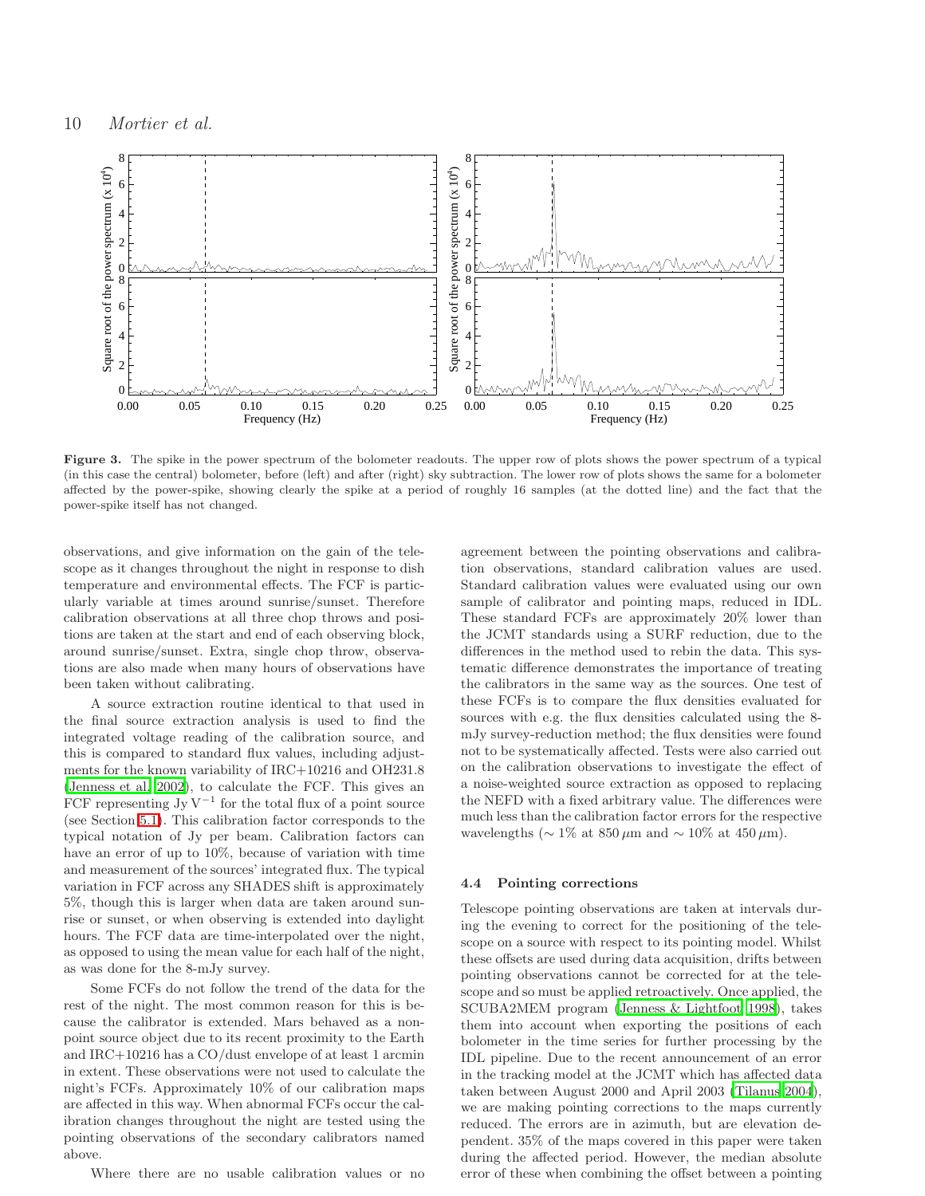**Figure 3.** The spike in the power spectrum of the bolometer readouts. The upper row of plots shows the power spectrum of a typical (in this case the central) bolometer, before (left) and after (right) sky subtraction. The lower row of plots shows the same for a bolometer affected by the power-spike, showing clearly the spike at a period of roughly 16 samples (at the dotted line) and the fact that the power-spike itself has not changed.

observations, and give information on the gain of the telescope as it changes throughout the night in response to dish temperature and environmental effects. The FCF is particularly variable at times around sunrise/sunset. Therefore calibration observations at all three chop throws and positions are taken at the start and end of each observing block, around sunrise/sunset. Extra, single chop throw, observations are also made when many hours of observations have been taken without calibrating.

A source extraction routine identical to that used in the final source extraction analysis is used to find the integrated voltage reading of the calibration source, and this is compared to standard flux values, including adjustments for the known variability of IRC+10216 and OH231.8 (Jenness et al. 2002), to calculate the FCF. This gives an FCF representing Jy $\mathrm{V}^{-1}$ for the total flux of a point source (see Section 5.1). This calibration factor corresponds to the typical notation of Jy per beam. Calibration factors can have an error of up to 10%, because of variation with time and measurement of the sources' integrated flux. The typical variation in FCF across any SHADES shift is approximately 5%, though this is larger when data are taken around sunrise or sunset, or when observing is extended into daylight hours. The FCF data are time-interpolated over the night, as opposed to using the mean value for each half of the night, as was done for the 8-mJy survey.

Some FCFs do not follow the trend of the data for the rest of the night. The most common reason for this is because the calibrator is extended. Mars behaved as a non-point source object due to its recent proximity to the Earth and IRC+10216 has a CO/dust envelope of at least 1 arcmin in extent. These observations were not used to calculate the night's FCFs. Approximately 10% of our calibration maps are affected in this way. When abnormal FCFs occur the calibration changes throughout the night are tested using the pointing observations of the secondary calibrators named above.

Where there are no usable calibration values or no agreement between the pointing observations and calibration observations, standard calibration values are used. Standard calibration values were evaluated using our own sample of calibrator and pointing maps, reduced in IDL. These standard FCFs are approximately 20% lower than the JCMT standards using a SURF reduction, due to the differences in the method used to rebin the data. This systematic difference demonstrates the importance of treating the calibrators in the same way as the sources. One test of these FCFs is to compare the flux densities evaluated for sources with e.g. the flux densities calculated using the 8-mJy survey-reduction method; the flux densities were found not to be systematically affected. Tests were also carried out on the calibration observations to investigate the effect of a noise-weighted source extraction as opposed to replacing the NEFD with a fixed arbitrary value. The differences were much less than the calibration factor errors for the respective wavelengths ($\sim 1$% at 850 $\mu$m and $\sim 10$% at 450 $\mu$m).

### 4.4 Pointing corrections

Telescope pointing observations are taken at intervals during the evening to correct for the positioning of the telescope on a source with respect to its pointing model. Whilst these offsets are used during data acquisition, drifts between pointing observations cannot be corrected for at the telescope and so must be applied retroactively. Once applied, the SCUBA2MEM program (Jenness & Lightfoot 1998), takes them into account when exporting the positions of each bolometer in the time series for further processing by the IDL pipeline. Due to the recent announcement of an error in the tracking model at the JCMT which has affected data taken between August 2000 and April 2003 (Tilanus 2004), we are making pointing corrections to the maps currently reduced. The errors are in azimuth, but are elevation dependent. 35% of the maps covered in this paper were taken during the affected period. However, the median absolute error of these when combining the offset between a pointing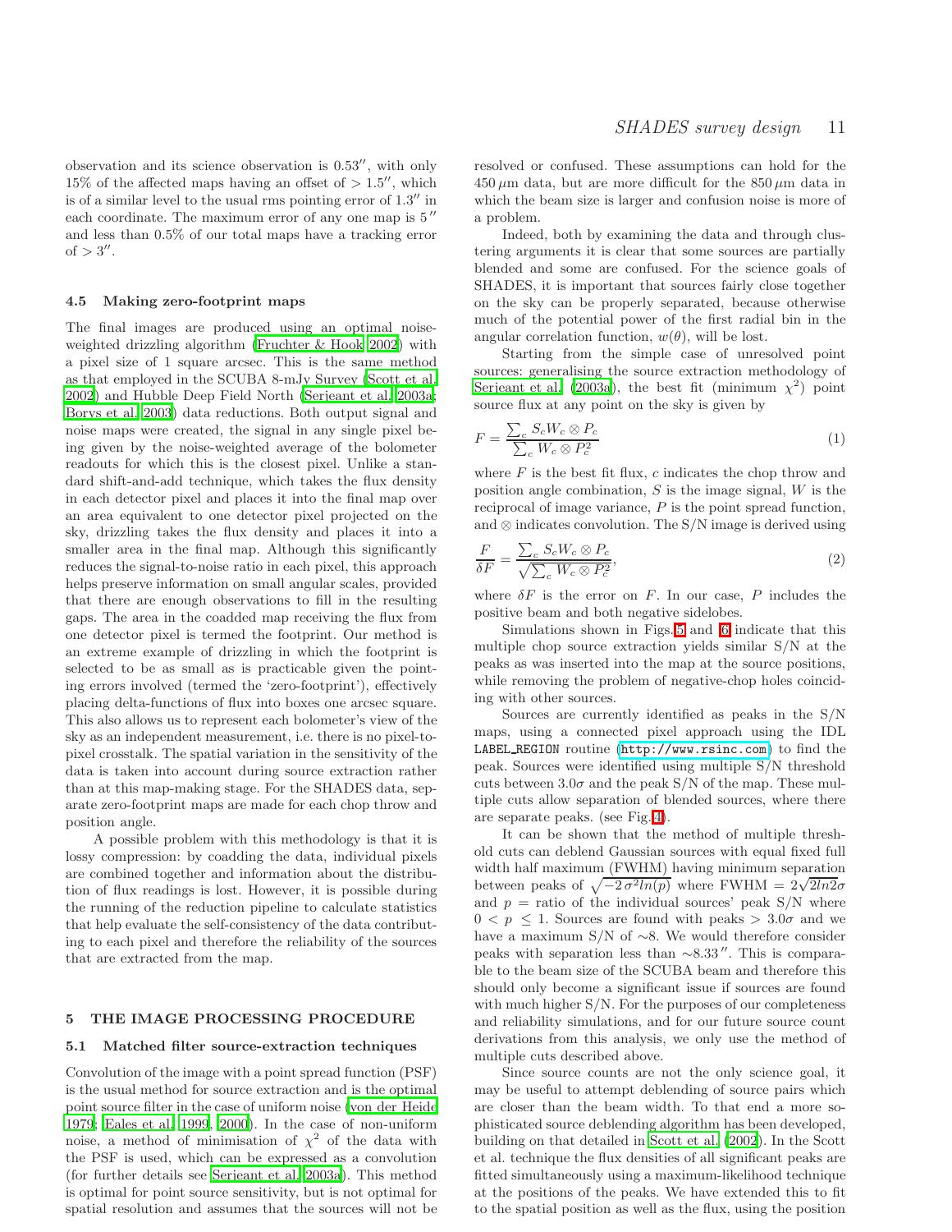observation and its science observation is 0.53″, with only 15% of the affected maps having an offset of > 1.5″, which is of a similar level to the usual rms pointing error of 1.3″ in each coordinate. The maximum error of any one map is 5″ and less than 0.5% of our total maps have a tracking error of > 3″.

### 4.5 Making zero-footprint maps

The final images are produced using an optimal noise-weighted drizzling algorithm (Fruchter & Hook 2002) with a pixel size of 1 square arcsec. This is the same method as that employed in the SCUBA 8-mJy Survey (Scott et al. 2002) and Hubble Deep Field North (Serjeant et al. 2003a; Borys et al. 2003) data reductions. Both output signal and noise maps were created, the signal in any single pixel being given by the noise-weighted average of the bolometer readouts for which this is the closest pixel. Unlike a standard shift-and-add technique, which takes the flux density in each detector pixel and places it into the final map over an area equivalent to one detector pixel projected on the sky, drizzling takes the flux density and places it into a smaller area in the final map. Although this significantly reduces the signal-to-noise ratio in each pixel, this approach helps preserve information on small angular scales, provided that there are enough observations to fill in the resulting gaps. The area in the coadded map receiving the flux from one detector pixel is termed the footprint. Our method is an extreme example of drizzling in which the footprint is selected to be as small as is practicable given the pointing errors involved (termed the 'zero-footprint'), effectively placing delta-functions of flux into boxes one arcsec square. This also allows us to represent each bolometer's view of the sky as an independent measurement, i.e. there is no pixel-to-pixel crosstalk. The spatial variation in the sensitivity of the data is taken into account during source extraction rather than at this map-making stage. For the SHADES data, separate zero-footprint maps are made for each chop throw and position angle.

A possible problem with this methodology is that it is lossy compression: by coadding the data, individual pixels are combined together and information about the distribution of flux readings is lost. However, it is possible during the running of the reduction pipeline to calculate statistics that help evaluate the self-consistency of the data contributing to each pixel and therefore the reliability of the sources that are extracted from the map.

## 5 THE IMAGE PROCESSING PROCEDURE

### 5.1 Matched filter source-extraction techniques

Convolution of the image with a point spread function (PSF) is the usual method for source extraction and is the optimal point source filter in the case of uniform noise (von der Heide 1979; Eales et al. 1999, 2000). In the case of non-uniform noise, a method of minimisation of $\chi^2$ of the data with the PSF is used, which can be expressed as a convolution (for further details see Serjeant et al. 2003a). This method is optimal for point source sensitivity, but is not optimal for spatial resolution and assumes that the sources will not be resolved or confused. These assumptions can hold for the $450\,\mu$m data, but are more difficult for the $850\,\mu$m data in which the beam size is larger and confusion noise is more of a problem.

Indeed, both by examining the data and through clustering arguments it is clear that some sources are partially blended and some are confused. For the science goals of SHADES, it is important that sources fairly close together on the sky can be properly separated, because otherwise much of the potential power of the first radial bin in the angular correlation function, $w(\theta)$, will be lost.

Starting from the simple case of unresolved point sources: generalising the source extraction methodology of Serjeant et al. (2003a), the best fit (minimum $\chi^2$) point source flux at any point on the sky is given by

$$F = \frac{\sum_c S_c W_c \otimes P_c}{\sum_c W_c \otimes P_c^2} \qquad (1)$$

where $F$ is the best fit flux, $c$ indicates the chop throw and position angle combination, $S$ is the image signal, $W$ is the reciprocal of image variance, $P$ is the point spread function, and $\otimes$ indicates convolution. The S/N image is derived using

$$\frac{F}{\delta F} = \frac{\sum_c S_c W_c \otimes P_c}{\sqrt{\sum_c W_c \otimes P_c^2}}, \qquad (2)$$

where $\delta F$ is the error on $F$. In our case, $P$ includes the positive beam and both negative sidelobes.

Simulations shown in Figs. 5 and 6 indicate that this multiple chop source extraction yields similar S/N at the peaks as was inserted into the map at the source positions, while removing the problem of negative-chop holes coinciding with other sources.

Sources are currently identified as peaks in the S/N maps, using a connected pixel approach using the IDL `LABEL_REGION` routine (http://www.rsinc.com) to find the peak. Sources were identified using multiple S/N threshold cuts between $3.0\sigma$ and the peak S/N of the map. These multiple cuts allow separation of blended sources, where there are separate peaks. (see Fig. 4).

It can be shown that the method of multiple threshold cuts can deblend Gaussian sources with equal fixed full width half maximum (FWHM) having minimum separation between peaks of $\sqrt{-2\,\sigma^2 ln(p)}$ where FWHM $= 2\sqrt{2ln2}\sigma$ and $p$ = ratio of the individual sources' peak S/N where $0 < p \leq 1$. Sources are found with peaks $> 3.0\sigma$ and we have a maximum S/N of $\sim$8. We would therefore consider peaks with separation less than $\sim$8.33″. This is comparable to the beam size of the SCUBA beam and therefore this should only become a significant issue if sources are found with much higher S/N. For the purposes of our completeness and reliability simulations, and for our future source count derivations from this analysis, we only use the method of multiple cuts described above.

Since source counts are not the only science goal, it may be useful to attempt deblending of source pairs which are closer than the beam width. To that end a more sophisticated source deblending algorithm has been developed, building on that detailed in Scott et al. (2002). In the Scott et al. technique the flux densities of all significant peaks are fitted simultaneously using a maximum-likelihood technique at the positions of the peaks. We have extended this to fit to the spatial position as well as the flux, using the position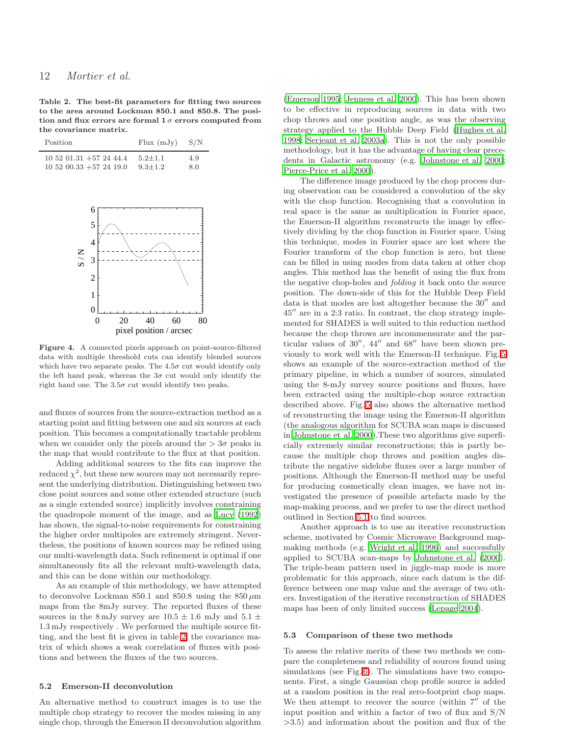**Table 2. The best-fit parameters for fitting two sources to the area around Lockman 850.1 and 850.8. The position and flux errors are formal 1 $\sigma$ errors computed from the covariance matrix.**

| Position | Flux (mJy) | S/N |
|---|---|---|
| 10 52 01.31 +57 24 44.4 | 5.2±1.1 | 4.9 |
| 10 52 00.33 +57 24 19.0 | 9.3±1.2 | 8.0 |

**Figure 4.** A connected pixels approach on point-source-filtered data with multiple threshold cuts can identify blended sources which have two separate peaks. The 4.5$\sigma$ cut would identify only the left hand peak, whereas the 3$\sigma$ cut would only identify the right hand one. The 3.5$\sigma$ cut would identify two peaks.

and fluxes of sources from the source-extraction method as a starting point and fitting between one and six sources at each position. This becomes a computationally tractable problem when we consider only the pixels around the $> 3\sigma$ peaks in the map that would contribute to the flux at that position.

Adding additional sources to the fits can improve the reduced $\chi^2$, but these new sources may not necessarily represent the underlying distribution. Distinguishing between two close point sources and some other extended structure (such as a single extended source) implicitly involves constraining the quadropole moment of the image, and as Lucy (1992) has shown, the signal-to-noise requirements for constraining the higher order multipoles are extremely stringent. Nevertheless, the positions of known sources may be refined using our multi-wavelength data. Such refinement is optimal if one simultaneously fits all the relevant multi-wavelength data, and this can be done within our methodology.

As an example of this methodology, we have attempted to deconvolve Lockman 850.1 and 850.8 using the 850 $\mu$m maps from the 8mJy survey. The reported fluxes of these sources in the 8 mJy survey are $10.5 \pm 1.6$ mJy and $5.1 \pm 1.3$ mJy respectively . We performed the multiple source fitting, and the best fit is given in table 2, the covariance matrix of which shows a weak correlation of fluxes with positions and between the fluxes of the two sources.

### 5.2 Emerson-II deconvolution

An alternative method to construct images is to use the multiple chop strategy to recover the modes missing in any single chop, through the Emerson II deconvolution algorithm (Emerson 1995; Jenness et al. 2000). This has been shown to be effective in reproducing sources in data with two chop throws and one position angle, as was the observing strategy applied to the Hubble Deep Field (Hughes et al. 1998; Serjeant et al. 2003a). This is not the only possible methodology, but it has the advantage of having clear precedents in Galactic astronomy (e.g. Johnstone et al. 2000; Pierce-Price et al. 2000).

The difference image produced by the chop process during observation can be considered a convolution of the sky with the chop function. Recognising that a convolution in real space is the same as multiplication in Fourier space, the Emerson-II algorithm reconstructs the image by effectively dividing by the chop function in Fourier space. Using this technique, modes in Fourier space are lost where the Fourier transform of the chop function is zero, but these can be filled in using modes from data taken at other chop angles. This method has the benefit of using the flux from the negative chop-holes and *folding* it back onto the source position. The down-side of this for the Hubble Deep Field data is that modes are lost altogether because the 30′′ and 45′′ are in a 2:3 ratio. In contrast, the chop strategy implemented for SHADES is well suited to this reduction method because the chop throws are incommensurate and the particular values of 30′′, 44′′ and 68′′ have been shown previously to work well with the Emerson-II technique. Fig. 5 shows an example of the source-extraction method of the primary pipeline, in which a number of sources, simulated using the 8-mJy survey source positions and fluxes, have been extracted using the multiple-chop source extraction described above. Fig. 5 also shows the alternative method of reconstructing the image using the Emerson-II algorithm (the analogous algorithm for SCUBA scan maps is discussed in Johnstone et al. 2000).These two algorithms give superficially extremely similar reconstructions; this is partly because the multiple chop throws and position angles distribute the negative sidelobe fluxes over a large number of positions. Although the Emerson-II method may be useful for producing cosmetically clean images, we have not investigated the presence of possible artefacts made by the map-making process, and we prefer to use the direct method outlined in Section 5.1 to find sources.

Another approach is to use an iterative reconstruction scheme, motivated by Cosmic Microwave Background mapmaking methods (e.g. Wright et al. 1996) and successfully applied to SCUBA scan-maps by Johnstone et al. (2000). The triple-beam pattern used in jiggle-map mode is more problematic for this approach, since each datum is the difference between one map value and the average of two others. Investigation of the iterative reconstruction of SHADES maps has been of only limited success (Lepage 2004).

### 5.3 Comparison of these two methods

To assess the relative merits of these two methods we compare the completeness and reliability of sources found using simulations (see Fig. 6). The simulations have two components. First, a single Gaussian chop profile source is added at a random position in the real zero-footprint chop maps. We then attempt to recover the source (within 7′′ of the input position and within a factor of two of flux and S/N >3.5) and information about the position and flux of the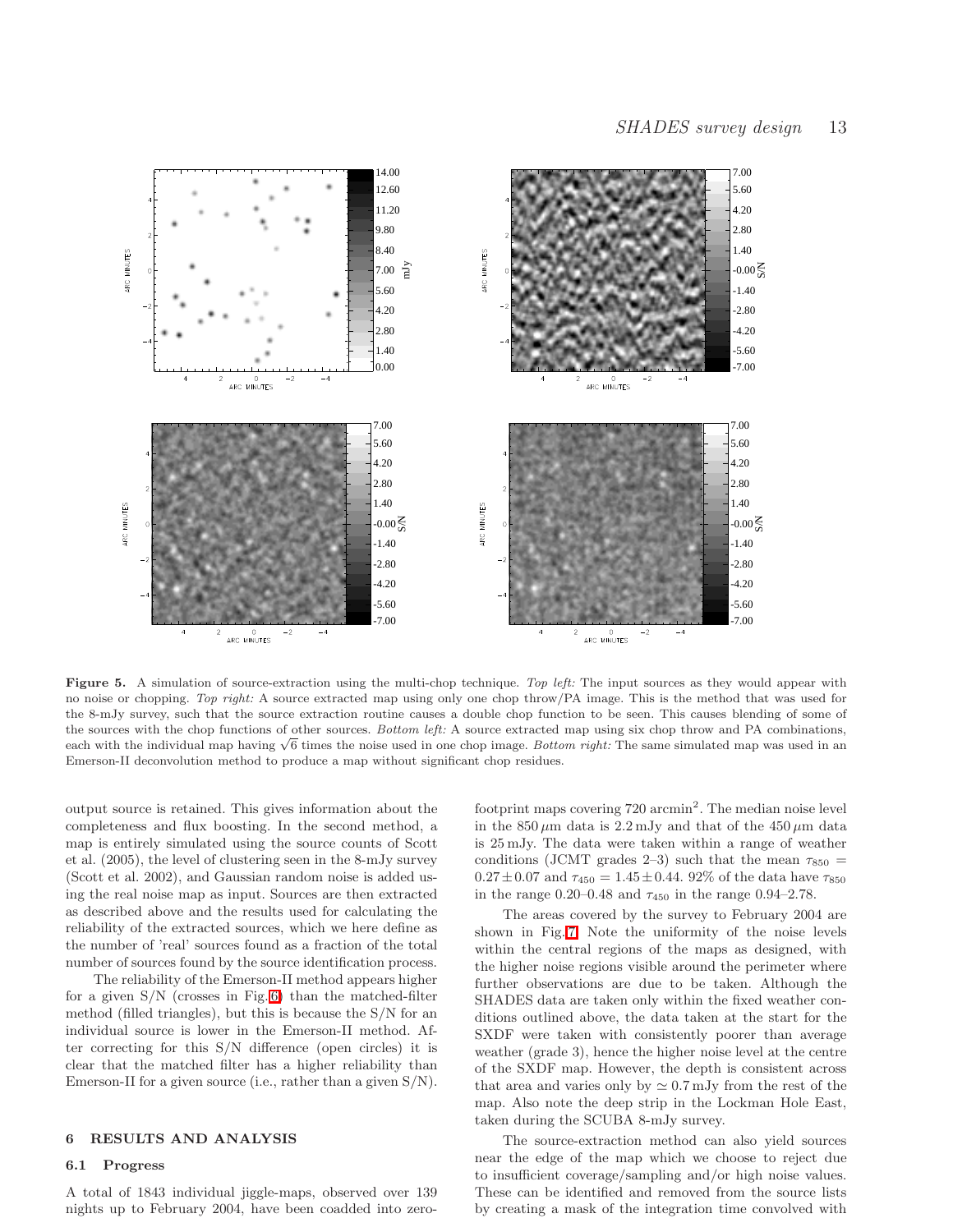**Figure 5.** A simulation of source-extraction using the multi-chop technique. *Top left:* The input sources as they would appear with no noise or chopping. *Top right:* A source extracted map using only one chop throw/PA image. This is the method that was used for the 8-mJy survey, such that the source extraction routine causes a double chop function to be seen. This causes blending of some of the sources with the chop functions of other sources. *Bottom left:* A source extracted map using six chop throw and PA combinations, each with the individual map having $\sqrt{6}$ times the noise used in one chop image. *Bottom right:* The same simulated map was used in an Emerson-II deconvolution method to produce a map without significant chop residues.

output source is retained. This gives information about the completeness and flux boosting. In the second method, a map is entirely simulated using the source counts of Scott et al. (2005), the level of clustering seen in the 8-mJy survey (Scott et al. 2002), and Gaussian random noise is added using the real noise map as input. Sources are then extracted as described above and the results used for calculating the reliability of the extracted sources, which we here define as the number of 'real' sources found as a fraction of the total number of sources found by the source identification process.

The reliability of the Emerson-II method appears higher for a given S/N (crosses in Fig. 6) than the matched-filter method (filled triangles), but this is because the S/N for an individual source is lower in the Emerson-II method. After correcting for this S/N difference (open circles) it is clear that the matched filter has a higher reliability than Emerson-II for a given source (i.e., rather than a given S/N).

## 6 RESULTS AND ANALYSIS

### 6.1 Progress

A total of 1843 individual jiggle-maps, observed over 139 nights up to February 2004, have been coadded into zero-footprint maps covering 720 arcmin$^2$. The median noise level in the 850 $\mu$m data is 2.2 mJy and that of the 450 $\mu$m data is 25 mJy. The data were taken within a range of weather conditions (JCMT grades 2–3) such that the mean $\tau_{850} = 0.27 \pm 0.07$ and $\tau_{450} = 1.45 \pm 0.44$. 92% of the data have $\tau_{850}$ in the range 0.20–0.48 and $\tau_{450}$ in the range 0.94–2.78.

The areas covered by the survey to February 2004 are shown in Fig. 7. Note the uniformity of the noise levels within the central regions of the maps as designed, with the higher noise regions visible around the perimeter where further observations are due to be taken. Although the SHADES data are taken only within the fixed weather conditions outlined above, the data taken at the start for the SXDF were taken with consistently poorer than average weather (grade 3), hence the higher noise level at the centre of the SXDF map. However, the depth is consistent across that area and varies only by $\simeq 0.7$ mJy from the rest of the map. Also note the deep strip in the Lockman Hole East, taken during the SCUBA 8-mJy survey.

The source-extraction method can also yield sources near the edge of the map which we choose to reject due to insufficient coverage/sampling and/or high noise values. These can be identified and removed from the source lists by creating a mask of the integration time convolved with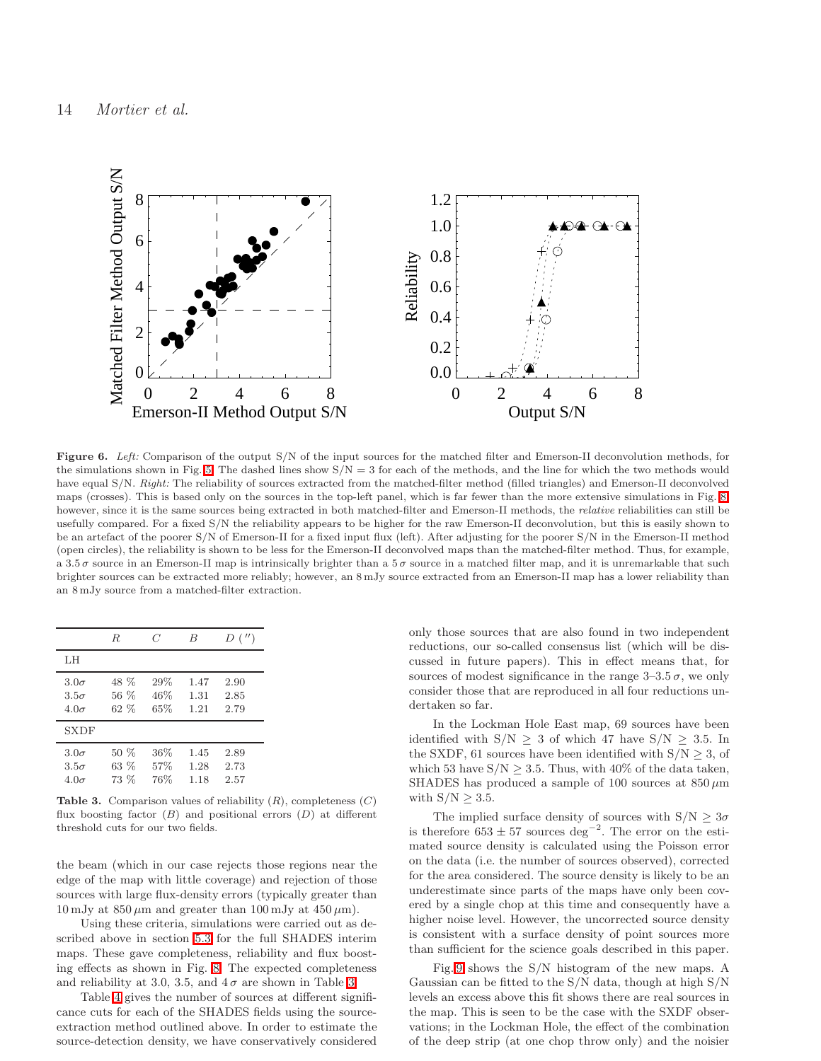**Figure 6.** *Left:* Comparison of the output S/N of the input sources for the matched filter and Emerson-II deconvolution methods, for the simulations shown in Fig. 5. The dashed lines show S/N = 3 for each of the methods, and the line for which the two methods would have equal S/N. *Right:* The reliability of sources extracted from the matched-filter method (filled triangles) and Emerson-II deconvolved maps (crosses). This is based only on the sources in the top-left panel, which is far fewer than the more extensive simulations in Fig. 8, however, since it is the same sources being extracted in both matched-filter and Emerson-II methods, the *relative* reliabilities can still be usefully compared. For a fixed S/N the reliability appears to be higher for the raw Emerson-II deconvolution, but this is easily shown to be an artefact of the poorer S/N of Emerson-II for a fixed input flux (left). After adjusting for the poorer S/N in the Emerson-II method (open circles), the reliability is shown to be less for the Emerson-II deconvolved maps than the matched-filter method. Thus, for example, a $3.5\,\sigma$ source in an Emerson-II map is intrinsically brighter than a $5\,\sigma$ source in a matched filter map, and it is unremarkable that such brighter sources can be extracted more reliably; however, an 8 mJy source extracted from an Emerson-II map has a lower reliability than an 8 mJy source from a matched-filter extraction.

| | $R$ | $C$ | $B$ | $D$ ($''$) |
|---|---|---|---|---|
| LH | | | | |
| $3.0\sigma$ | 48 % | 29% | 1.47 | 2.90 |
| $3.5\sigma$ | 56 % | 46% | 1.31 | 2.85 |
| $4.0\sigma$ | 62 % | 65% | 1.21 | 2.79 |
| SXDF | | | | |
| $3.0\sigma$ | 50 % | 36% | 1.45 | 2.89 |
| $3.5\sigma$ | 63 % | 57% | 1.28 | 2.73 |
| $4.0\sigma$ | 73 % | 76% | 1.18 | 2.57 |

**Table 3.** Comparison values of reliability ($R$), completeness ($C$) flux boosting factor ($B$) and positional errors ($D$) at different threshold cuts for our two fields.

the beam (which in our case rejects those regions near the edge of the map with little coverage) and rejection of those sources with large flux-density errors (typically greater than 10 mJy at 850 $\mu$m and greater than 100 mJy at 450 $\mu$m).

Using these criteria, simulations were carried out as described above in section 5.3 for the full SHADES interim maps. These gave completeness, reliability and flux boosting effects as shown in Fig. 8. The expected completeness and reliability at 3.0, 3.5, and $4\,\sigma$ are shown in Table 3.

Table 4 gives the number of sources at different significance cuts for each of the SHADES fields using the source-extraction method outlined above. In order to estimate the source-detection density, we have conservatively considered only those sources that are also found in two independent reductions, our so-called consensus list (which will be discussed in future papers). This in effect means that, for sources of modest significance in the range 3–$3.5\,\sigma$, we only consider those that are reproduced in all four reductions undertaken so far.

In the Lockman Hole East map, 69 sources have been identified with S/N $\geq$ 3 of which 47 have S/N $\geq$ 3.5. In the SXDF, 61 sources have been identified with S/N $\geq$ 3, of which 53 have S/N $\geq$ 3.5. Thus, with 40% of the data taken, SHADES has produced a sample of 100 sources at 850 $\mu$m with S/N $\geq$ 3.5.

The implied surface density of sources with S/N $\geq 3\sigma$ is therefore $653 \pm 57$ sources deg$^{-2}$. The error on the estimated source density is calculated using the Poisson error on the data (i.e. the number of sources observed), corrected for the area considered. The source density is likely to be an underestimate since parts of the maps have only been covered by a single chop at this time and consequently have a higher noise level. However, the uncorrected source density is consistent with a surface density of point sources more than sufficient for the science goals described in this paper.

Fig. 9 shows the S/N histogram of the new maps. A Gaussian can be fitted to the S/N data, though at high S/N levels an excess above this fit shows there are real sources in the map. This is seen to be the case with the SXDF observations; in the Lockman Hole, the effect of the combination of the deep strip (at one chop throw only) and the noisier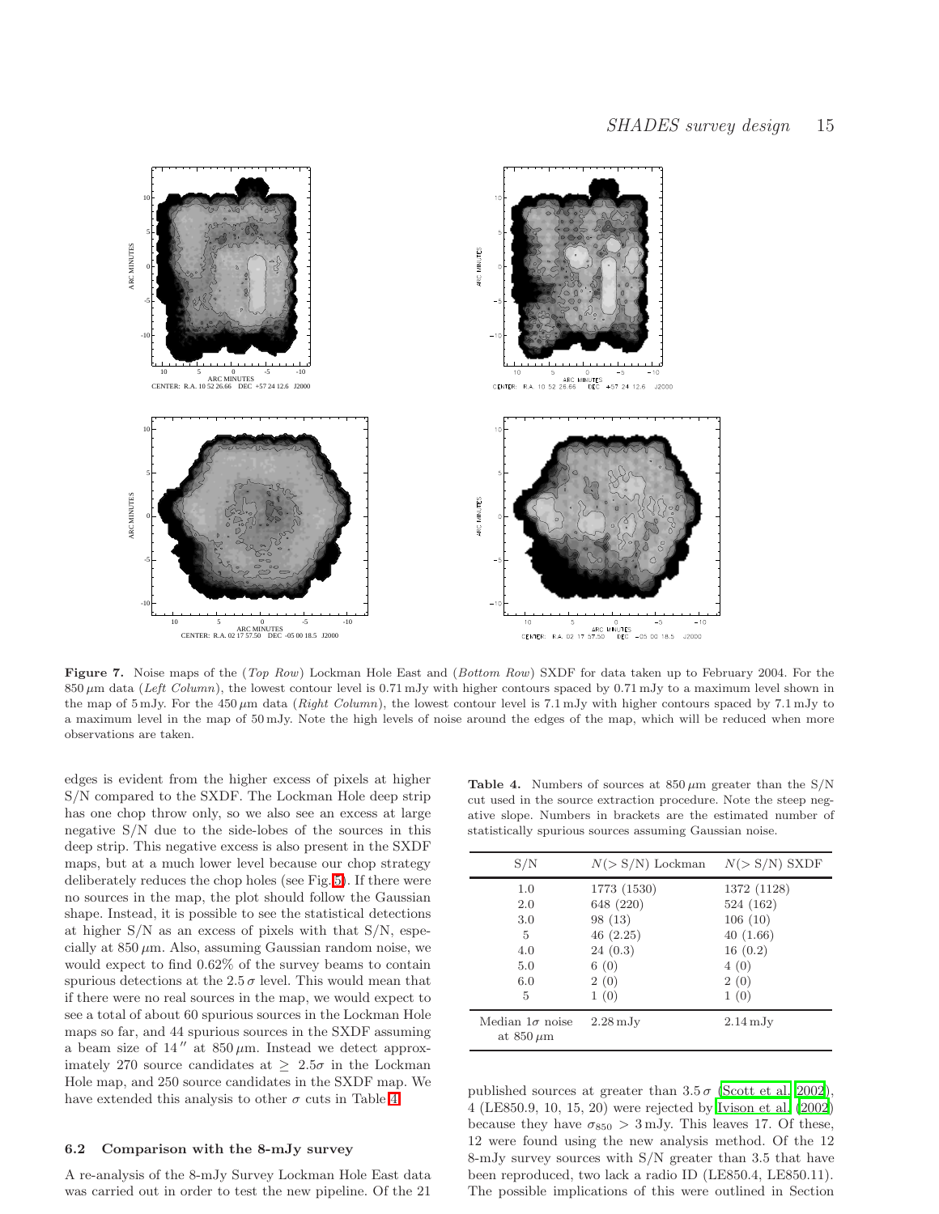**Figure 7.** Noise maps of the (*Top Row*) Lockman Hole East and (*Bottom Row*) SXDF for data taken up to February 2004. For the 850 $\mu$m data (*Left Column*), the lowest contour level is 0.71 mJy with higher contours spaced by 0.71 mJy to a maximum level shown in the map of 5 mJy. For the 450 $\mu$m data (*Right Column*), the lowest contour level is 7.1 mJy with higher contours spaced by 7.1 mJy to a maximum level in the map of 50 mJy. Note the high levels of noise around the edges of the map, which will be reduced when more observations are taken.

edges is evident from the higher excess of pixels at higher S/N compared to the SXDF. The Lockman Hole deep strip has one chop throw only, so we also see an excess at large negative S/N due to the side-lobes of the sources in this deep strip. This negative excess is also present in the SXDF maps, but at a much lower level because our chop strategy deliberately reduces the chop holes (see Fig. 5). If there were no sources in the map, the plot should follow the Gaussian shape. Instead, it is possible to see the statistical detections at higher S/N as an excess of pixels with that S/N, especially at 850 $\mu$m. Also, assuming Gaussian random noise, we would expect to find 0.62% of the survey beams to contain spurious detections at the 2.5 $\sigma$ level. This would mean that if there were no real sources in the map, we would expect to see a total of about 60 spurious sources in the Lockman Hole maps so far, and 44 spurious sources in the SXDF assuming a beam size of 14″ at 850 $\mu$m. Instead we detect approximately 270 source candidates at $\geq$ 2.5 $\sigma$ in the Lockman Hole map, and 250 source candidates in the SXDF map. We have extended this analysis to other $\sigma$ cuts in Table 4.

**Table 4.** Numbers of sources at 850 $\mu$m greater than the S/N cut used in the source extraction procedure. Note the steep negative slope. Numbers in brackets are the estimated number of statistically spurious sources assuming Gaussian noise.

| S/N | $N(>$ S/N$)$ Lockman | $N(>$ S/N$)$ SXDF |
|---|---|---|
| 1.0 | 1773 (1530) | 1372 (1128) |
| 2.0 | 648 (220) | 524 (162) |
| 3.0 | 98 (13) | 106 (10) |
| 5 | 46 (2.25) | 40 (1.66) |
| 4.0 | 24 (0.3) | 16 (0.2) |
| 5.0 | 6 (0) | 4 (0) |
| 6.0 | 2 (0) | 2 (0) |
| 5 | 1 (0) | 1 (0) |
| Median 1$\sigma$ noise at 850 $\mu$m | 2.28 mJy | 2.14 mJy |

### 6.2 Comparison with the 8-mJy survey

A re-analysis of the 8-mJy Survey Lockman Hole East data was carried out in order to test the new pipeline. Of the 21 published sources at greater than 3.5 $\sigma$ (Scott et al. 2002), 4 (LE850.9, 10, 15, 20) were rejected by Ivison et al. (2002) because they have $\sigma_{850} > 3$ mJy. This leaves 17. Of these, 12 were found using the new analysis method. Of the 12 8-mJy survey sources with S/N greater than 3.5 that have been reproduced, two lack a radio ID (LE850.4, LE850.11). The possible implications of this were outlined in Section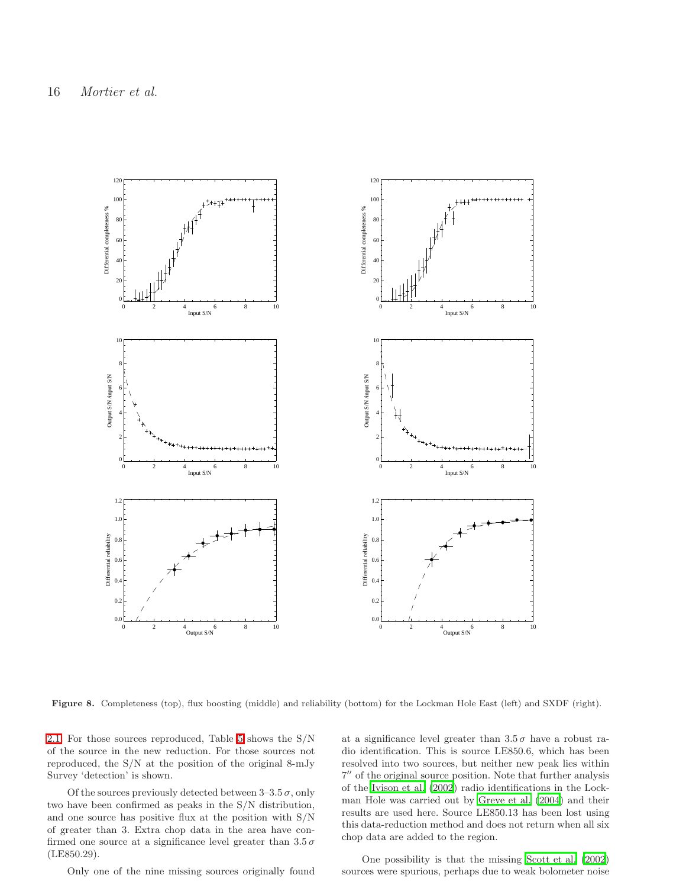Figure 8. Completeness (top), flux boosting (middle) and reliability (bottom) for the Lockman Hole East (left) and SXDF (right).

2.1. For those sources reproduced, Table 5 shows the S/N of the source in the new reduction. For those sources not reproduced, the S/N at the position of the original 8-mJy Survey 'detection' is shown.

Of the sources previously detected between 3–3.5 $\sigma$, only two have been confirmed as peaks in the S/N distribution, and one source has positive flux at the position with S/N of greater than 3. Extra chop data in the area have confirmed one source at a significance level greater than 3.5 $\sigma$ (LE850.29).

Only one of the nine missing sources originally found at a significance level greater than 3.5 $\sigma$ have a robust radio identification. This is source LE850.6, which has been resolved into two sources, but neither new peak lies within 7″ of the original source position. Note that further analysis of the Ivison et al. (2002) radio identifications in the Lockman Hole was carried out by Greve et al. (2004) and their results are used here. Source LE850.13 has been lost using this data-reduction method and does not return when all six chop data are added to the region.

One possibility is that the missing Scott et al. (2002) sources were spurious, perhaps due to weak bolometer noise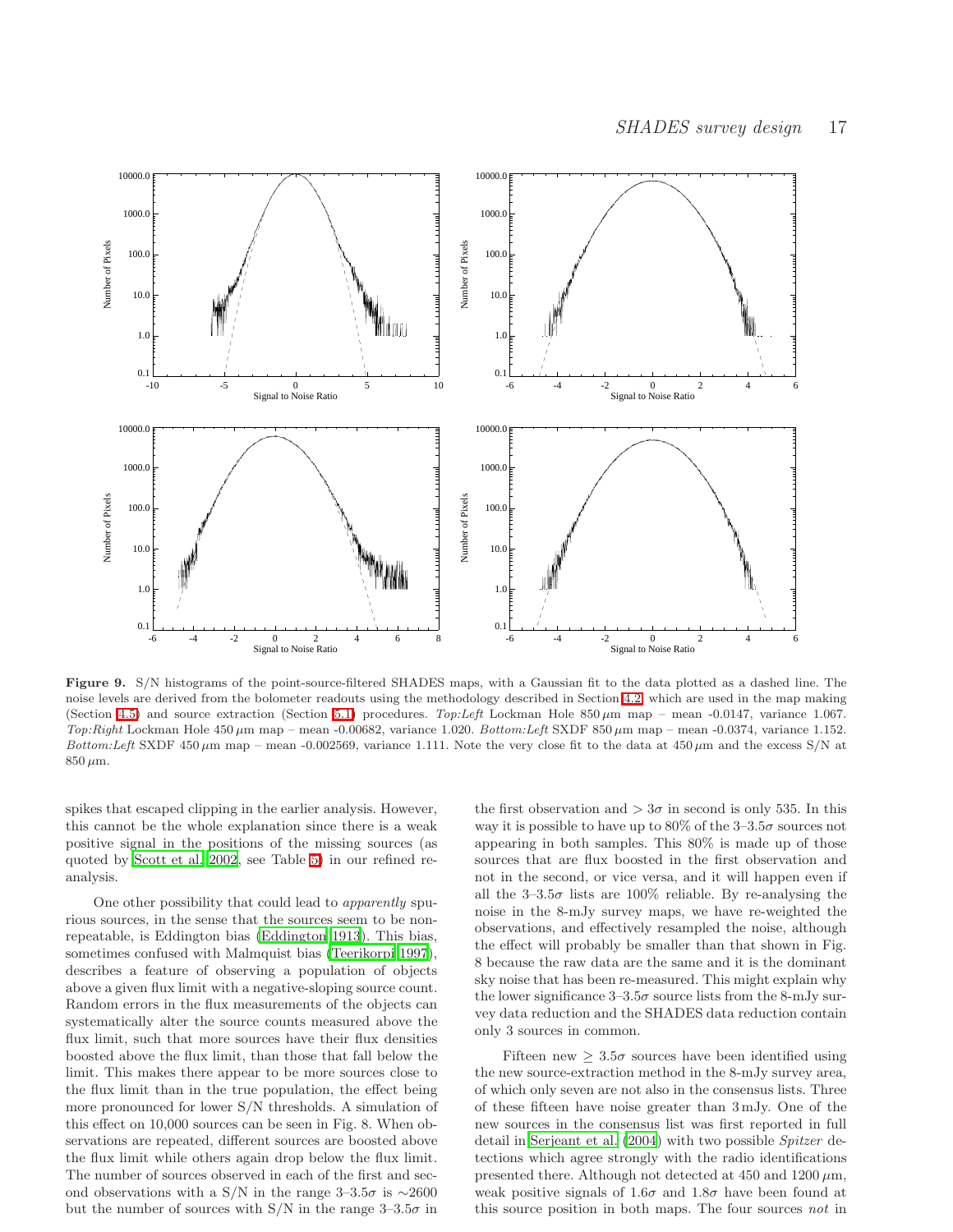**Figure 9.** S/N histograms of the point-source-filtered SHADES maps, with a Gaussian fit to the data plotted as a dashed line. The noise levels are derived from the bolometer readouts using the methodology described in Section 4.2 which are used in the map making (Section 4.5) and source extraction (Section 5.1) procedures. *Top:Left* Lockman Hole 850 $\mu$m map – mean -0.0147, variance 1.067. *Top:Right* Lockman Hole 450 $\mu$m map – mean -0.00682, variance 1.020. *Bottom:Left* SXDF 850 $\mu$m map – mean -0.0374, variance 1.152. *Bottom:Left* SXDF 450 $\mu$m map – mean -0.002569, variance 1.111. Note the very close fit to the data at 450 $\mu$m and the excess S/N at 850 $\mu$m.

spikes that escaped clipping in the earlier analysis. However, this cannot be the whole explanation since there is a weak positive signal in the positions of the missing sources (as quoted by Scott et al. 2002, see Table 5) in our refined re-analysis.

One other possibility that could lead to *apparently* spurious sources, in the sense that the sources seem to be non-repeatable, is Eddington bias (Eddington 1913). This bias, sometimes confused with Malmquist bias (Teerikorpi 1997), describes a feature of observing a population of objects above a given flux limit with a negative-sloping source count. Random errors in the flux measurements of the objects can systematically alter the source counts measured above the flux limit, such that more sources have their flux densities boosted above the flux limit, than those that fall below the limit. This makes there appear to be more sources close to the flux limit than in the true population, the effect being more pronounced for lower S/N thresholds. A simulation of this effect on 10,000 sources can be seen in Fig. 8. When observations are repeated, different sources are boosted above the flux limit while others again drop below the flux limit. The number of sources observed in each of the first and second observations with a S/N in the range 3–3.5$\sigma$ is $\sim$2600 but the number of sources with S/N in the range 3–3.5$\sigma$ in the first observation and $> 3\sigma$ in second is only 535. In this way it is possible to have up to 80% of the 3–3.5$\sigma$ sources not appearing in both samples. This 80% is made up of those sources that are flux boosted in the first observation and not in the second, or vice versa, and it will happen even if all the 3–3.5$\sigma$ lists are 100% reliable. By re-analysing the noise in the 8-mJy survey maps, we have re-weighted the observations, and effectively resampled the noise, although the effect will probably be smaller than that shown in Fig. 8 because the raw data are the same and it is the dominant sky noise that has been re-measured. This might explain why the lower significance 3–3.5$\sigma$ source lists from the 8-mJy survey data reduction and the SHADES data reduction contain only 3 sources in common.

Fifteen new $\geq 3.5\sigma$ sources have been identified using the new source-extraction method in the 8-mJy survey area, of which only seven are not also in the consensus lists. Three of these fifteen have noise greater than 3 mJy. One of the new sources in the consensus list was first reported in full detail in Serjeant et al. (2004) with two possible *Spitzer* detections which agree strongly with the radio identifications presented there. Although not detected at 450 and 1200 $\mu$m, weak positive signals of 1.6$\sigma$ and 1.8$\sigma$ have been found at this source position in both maps. The four sources *not* in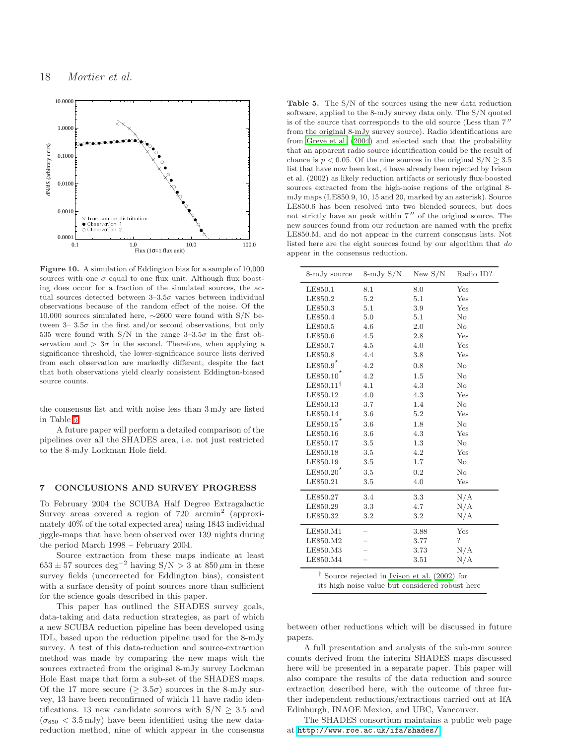Figure 10. A simulation of Eddington bias for a sample of 10,000 sources with one $\sigma$ equal to one flux unit. Although flux boosting does occur for a fraction of the simulated sources, the actual sources detected between 3–3.5$\sigma$ varies between individual observations because of the random effect of the noise. Of the 10,000 sources simulated here, ∼2600 were found with S/N between 3– 3.5$\sigma$ in the first and/or second observations, but only 535 were found with S/N in the range 3–3.5$\sigma$ in the first observation and $> 3\sigma$ in the second. Therefore, when applying a significance threshold, the lower-significance source lists derived from each observation are markedly different, despite the fact that both observations yield clearly consistent Eddington-biased source counts.

the consensus list and with noise less than 3 mJy are listed in Table 5.

A future paper will perform a detailed comparison of the pipelines over all the SHADES area, i.e. not just restricted to the 8-mJy Lockman Hole field.

## 7 CONCLUSIONS AND SURVEY PROGRESS

To February 2004 the SCUBA Half Degree Extragalactic Survey areas covered a region of 720 arcmin$^2$ (approximately 40% of the total expected area) using 1843 individual jiggle-maps that have been observed over 139 nights during the period March 1998 – February 2004.

Source extraction from these maps indicate at least $653 \pm 57$ sources deg$^{-2}$ having $S/N > 3$ at 850 $\mu$m in these survey fields (uncorrected for Eddington bias), consistent with a surface density of point sources more than sufficient for the science goals described in this paper.

This paper has outlined the SHADES survey goals, data-taking and data reduction strategies, as part of which a new SCUBA reduction pipeline has been developed using IDL, based upon the reduction pipeline used for the 8-mJy survey. A test of this data-reduction and source-extraction method was made by comparing the new maps with the sources extracted from the original 8-mJy survey Lockman Hole East maps that form a sub-set of the SHADES maps. Of the 17 more secure ($\geq 3.5\sigma$) sources in the 8-mJy survey, 13 have been reconfirmed of which 11 have radio identifications. 13 new candidate sources with $S/N \geq 3.5$ and ($\sigma_{850} < 3.5$ mJy) have been identified using the new data-reduction method, nine of which appear in the consensus between other reductions which will be discussed in future papers.

A full presentation and analysis of the sub-mm source counts derived from the interim SHADES maps discussed here will be presented in a separate paper. This paper will also compare the results of the data reduction and source extraction described here, with the outcome of three further independent reductions/extractions carried out at IfA Edinburgh, INAOE Mexico, and UBC, Vancouver.

The SHADES consortium maintains a public web page at http://www.roe.ac.uk/ifa/shades/

**Table 5.** The S/N of the sources using the new data reduction software, applied to the 8-mJy survey data only. The S/N quoted is of the source that corresponds to the old source (Less than 7″ from the original 8-mJy survey source). Radio identifications are from Greve et al. (2004) and selected such that the probability that an apparent radio source identification could be the result of chance is $p < 0.05$. Of the nine sources in the original $S/N \geq 3.5$ list that have now been lost, 4 have already been rejected by Ivison et al. (2002) as likely reduction artifacts or seriously flux-boosted sources extracted from the high-noise regions of the original 8-mJy maps (LE850.9, 10, 15 and 20, marked by an asterisk). Source LE850.6 has been resolved into two blended sources, but does not strictly have an peak within 7″ of the original source. The new sources found from our reduction are named with the prefix LE850.M, and do not appear in the current consensus lists. Not listed here are the eight sources found by our algorithm that *do* appear in the consensus reduction.

| 8-mJy source | 8-mJy S/N | New S/N | Radio ID? |
|---|---|---|---|
| LE850.1 | 8.1 | 8.0 | Yes |
| LE850.2 | 5.2 | 5.1 | Yes |
| LE850.3 | 5.1 | 3.9 | Yes |
| LE850.4 | 5.0 | 5.1 | No |
| LE850.5 | 4.6 | 2.0 | No |
| LE850.6 | 4.5 | 2.8 | Yes |
| LE850.7 | 4.5 | 4.0 | Yes |
| LE850.8 | 4.4 | 3.8 | Yes |
| LE850.9* | 4.2 | 0.8 | No |
| LE850.10* | 4.2 | 1.5 | No |
| LE850.11† | 4.1 | 4.3 | No |
| LE850.12 | 4.0 | 4.3 | Yes |
| LE850.13 | 3.7 | 1.4 | No |
| LE850.14 | 3.6 | 5.2 | Yes |
| LE850.15* | 3.6 | 1.8 | No |
| LE850.16 | 3.6 | 4.3 | Yes |
| LE850.17 | 3.5 | 1.3 | No |
| LE850.18 | 3.5 | 4.2 | Yes |
| LE850.19 | 3.5 | 1.7 | No |
| LE850.20* | 3.5 | 0.2 | No |
| LE850.21 | 3.5 | 4.0 | Yes |
| LE850.27 | 3.4 | 3.3 | N/A |
| LE850.29 | 3.3 | 4.7 | N/A |
| LE850.32 | 3.2 | 3.2 | N/A |
| LE850.M1 | – | 3.88 | Yes |
| LE850.M2 | – | 3.77 | ? |
| LE850.M3 | – | 3.73 | N/A |
| LE850.M4 | – | 3.51 | N/A |

† Source rejected in Ivison et al. (2002) for its high noise value but considered robust here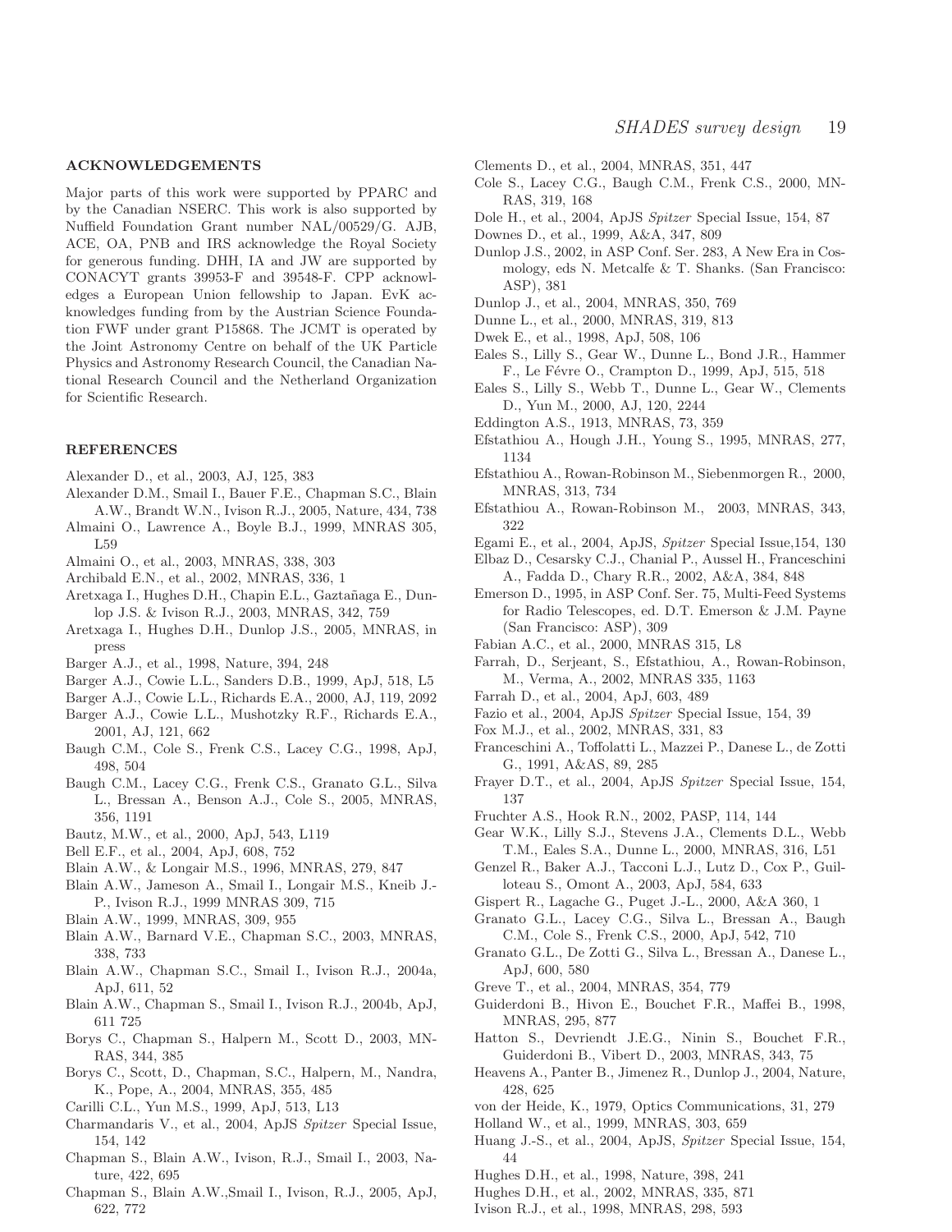## ACKNOWLEDGEMENTS

Major parts of this work were supported by PPARC and by the Canadian NSERC. This work is also supported by Nuffield Foundation Grant number NAL/00529/G. AJB, ACE, OA, PNB and IRS acknowledge the Royal Society for generous funding. DHH, IA and JW are supported by CONACYT grants 39953-F and 39548-F. CPP acknowledges a European Union fellowship to Japan. EvK acknowledges funding from by the Austrian Science Foundation FWF under grant P15868. The JCMT is operated by the Joint Astronomy Centre on behalf of the UK Particle Physics and Astronomy Research Council, the Canadian National Research Council and the Netherland Organization for Scientific Research.

## REFERENCES

Alexander D., et al., 2003, AJ, 125, 383

Alexander D.M., Smail I., Bauer F.E., Chapman S.C., Blain A.W., Brandt W.N., Ivison R.J., 2005, Nature, 434, 738

Almaini O., Lawrence A., Boyle B.J., 1999, MNRAS 305, L59

Almaini O., et al., 2003, MNRAS, 338, 303

Archibald E.N., et al., 2002, MNRAS, 336, 1

Aretxaga I., Hughes D.H., Chapin E.L., Gaztañaga E., Dunlop J.S. & Ivison R.J., 2003, MNRAS, 342, 759

Aretxaga I., Hughes D.H., Dunlop J.S., 2005, MNRAS, in press

Barger A.J., et al., 1998, Nature, 394, 248

Barger A.J., Cowie L.L., Sanders D.B., 1999, ApJ, 518, L5

Barger A.J., Cowie L.L., Richards E.A., 2000, AJ, 119, 2092

Barger A.J., Cowie L.L., Mushotzky R.F., Richards E.A., 2001, AJ, 121, 662

Baugh C.M., Cole S., Frenk C.S., Lacey C.G., 1998, ApJ, 498, 504

Baugh C.M., Lacey C.G., Frenk C.S., Granato G.L., Silva L., Bressan A., Benson A.J., Cole S., 2005, MNRAS, 356, 1191

Bautz, M.W., et al., 2000, ApJ, 543, L119

Bell E.F., et al., 2004, ApJ, 608, 752

Blain A.W., & Longair M.S., 1996, MNRAS, 279, 847

Blain A.W., Jameson A., Smail I., Longair M.S., Kneib J.-P., Ivison R.J., 1999 MNRAS 309, 715

Blain A.W., 1999, MNRAS, 309, 955

Blain A.W., Barnard V.E., Chapman S.C., 2003, MNRAS, 338, 733

Blain A.W., Chapman S.C., Smail I., Ivison R.J., 2004a, ApJ, 611, 52

Blain A.W., Chapman S., Smail I., Ivison R.J., 2004b, ApJ, 611 725

Borys C., Chapman S., Halpern M., Scott D., 2003, MNRAS, 344, 385

Borys C., Scott, D., Chapman, S.C., Halpern, M., Nandra, K., Pope, A., 2004, MNRAS, 355, 485

Carilli C.L., Yun M.S., 1999, ApJ, 513, L13

Charmandaris V., et al., 2004, ApJS *Spitzer* Special Issue, 154, 142

Chapman S., Blain A.W., Ivison, R.J., Smail I., 2003, Nature, 422, 695

Chapman S., Blain A.W.,Smail I., Ivison, R.J., 2005, ApJ, 622, 772

Clements D., et al., 2004, MNRAS, 351, 447

Cole S., Lacey C.G., Baugh C.M., Frenk C.S., 2000, MNRAS, 319, 168

Dole H., et al., 2004, ApJS *Spitzer* Special Issue, 154, 87

Downes D., et al., 1999, A&A, 347, 809

Dunlop J.S., 2002, in ASP Conf. Ser. 283, A New Era in Cosmology, eds N. Metcalfe & T. Shanks. (San Francisco: ASP), 381

Dunlop J., et al., 2004, MNRAS, 350, 769

Dunne L., et al., 2000, MNRAS, 319, 813

Dwek E., et al., 1998, ApJ, 508, 106

Eales S., Lilly S., Gear W., Dunne L., Bond J.R., Hammer F., Le Févre O., Crampton D., 1999, ApJ, 515, 518

Eales S., Lilly S., Webb T., Dunne L., Gear W., Clements D., Yun M., 2000, AJ, 120, 2244

Eddington A.S., 1913, MNRAS, 73, 359

Efstathiou A., Hough J.H., Young S., 1995, MNRAS, 277, 1134

Efstathiou A., Rowan-Robinson M., Siebenmorgen R., 2000, MNRAS, 313, 734

Efstathiou A., Rowan-Robinson M., 2003, MNRAS, 343, 322

Egami E., et al., 2004, ApJS, *Spitzer* Special Issue,154, 130

Elbaz D., Cesarsky C.J., Chanial P., Aussel H., Franceschini A., Fadda D., Chary R.R., 2002, A&A, 384, 848

Emerson D., 1995, in ASP Conf. Ser. 75, Multi-Feed Systems for Radio Telescopes, ed. D.T. Emerson & J.M. Payne (San Francisco: ASP), 309

Fabian A.C., et al., 2000, MNRAS 315, L8

Farrah, D., Serjeant, S., Efstathiou, A., Rowan-Robinson, M., Verma, A., 2002, MNRAS 335, 1163

Farrah D., et al., 2004, ApJ, 603, 489

Fazio et al., 2004, ApJS *Spitzer* Special Issue, 154, 39

Fox M.J., et al., 2002, MNRAS, 331, 83

Franceschini A., Toffolatti L., Mazzei P., Danese L., de Zotti G., 1991, A&AS, 89, 285

Frayer D.T., et al., 2004, ApJS *Spitzer* Special Issue, 154, 137

Fruchter A.S., Hook R.N., 2002, PASP, 114, 144

Gear W.K., Lilly S.J., Stevens J.A., Clements D.L., Webb T.M., Eales S.A., Dunne L., 2000, MNRAS, 316, L51

Genzel R., Baker A.J., Tacconi L.J., Lutz D., Cox P., Guilloteau S., Omont A., 2003, ApJ, 584, 633

Gispert R., Lagache G., Puget J.-L., 2000, A&A 360, 1

Granato G.L., Lacey C.G., Silva L., Bressan A., Baugh C.M., Cole S., Frenk C.S., 2000, ApJ, 542, 710

Granato G.L., De Zotti G., Silva L., Bressan A., Danese L., ApJ, 600, 580

Greve T., et al., 2004, MNRAS, 354, 779

Guiderdoni B., Hivon E., Bouchet F.R., Maffei B., 1998, MNRAS, 295, 877

Hatton S., Devriendt J.E.G., Ninin S., Bouchet F.R., Guiderdoni B., Vibert D., 2003, MNRAS, 343, 75

Heavens A., Panter B., Jimenez R., Dunlop J., 2004, Nature, 428, 625

von der Heide, K., 1979, Optics Communications, 31, 279

Holland W., et al., 1999, MNRAS, 303, 659

Huang J.-S., et al., 2004, ApJS, *Spitzer* Special Issue, 154, 44

Hughes D.H., et al., 1998, Nature, 398, 241

Hughes D.H., et al., 2002, MNRAS, 335, 871

Ivison R.J., et al., 1998, MNRAS, 298, 593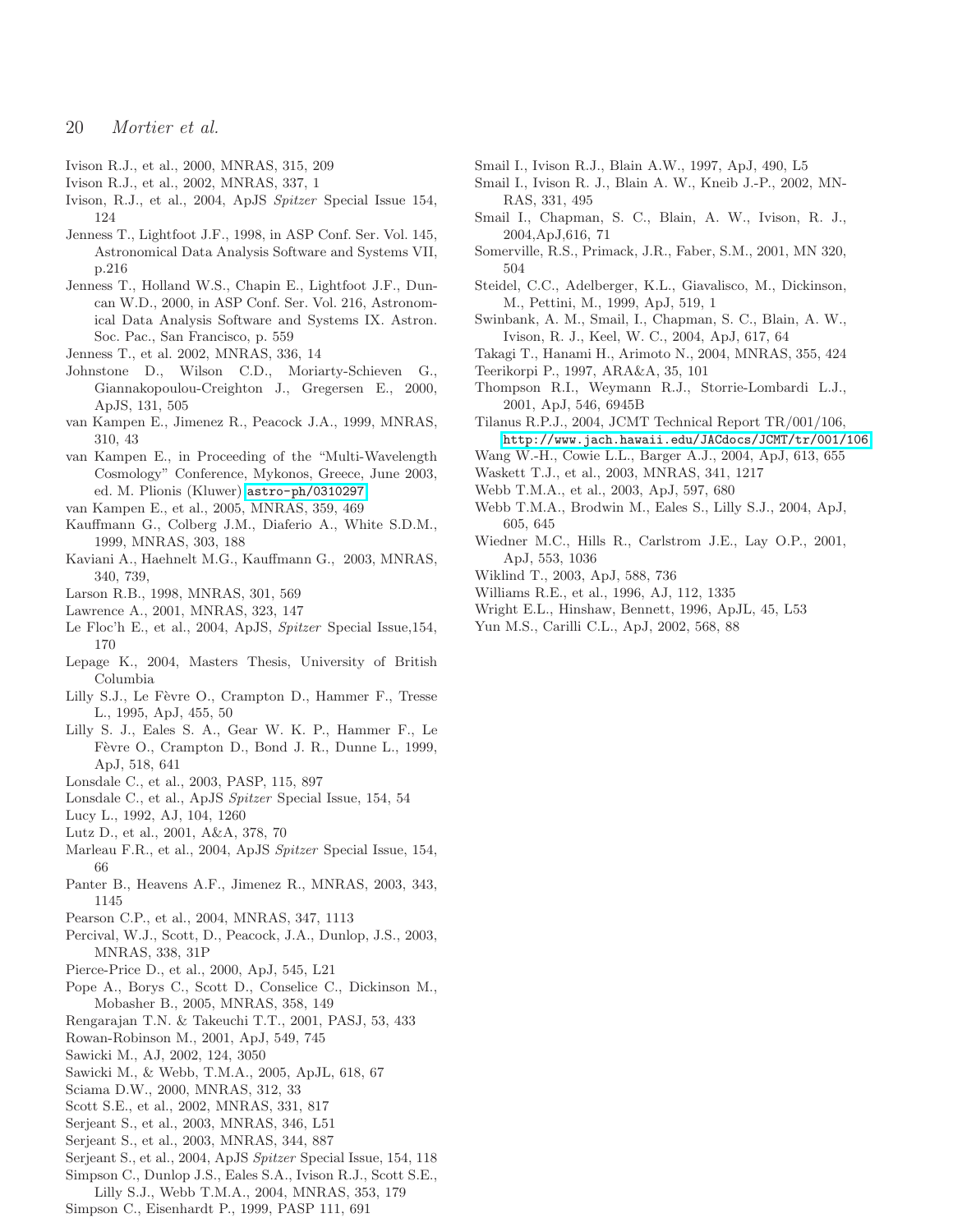Ivison R.J., et al., 2000, MNRAS, 315, 209

Ivison R.J., et al., 2002, MNRAS, 337, 1

Ivison, R.J., et al., 2004, ApJS *Spitzer* Special Issue 154, 124

Jenness T., Lightfoot J.F., 1998, in ASP Conf. Ser. Vol. 145, Astronomical Data Analysis Software and Systems VII, p.216

Jenness T., Holland W.S., Chapin E., Lightfoot J.F., Duncan W.D., 2000, in ASP Conf. Ser. Vol. 216, Astronomical Data Analysis Software and Systems IX. Astron. Soc. Pac., San Francisco, p. 559

Jenness T., et al. 2002, MNRAS, 336, 14

Johnstone D., Wilson C.D., Moriarty-Schieven G., Giannakopoulou-Creighton J., Gregersen E., 2000, ApJS, 131, 505

van Kampen E., Jimenez R., Peacock J.A., 1999, MNRAS, 310, 43

van Kampen E., in Proceeding of the "Multi-Wavelength Cosmology" Conference, Mykonos, Greece, June 2003, ed. M. Plionis (Kluwer) astro-ph/0310297

van Kampen E., et al., 2005, MNRAS, 359, 469

Kauffmann G., Colberg J.M., Diaferio A., White S.D.M., 1999, MNRAS, 303, 188

Kaviani A., Haehnelt M.G., Kauffmann G., 2003, MNRAS, 340, 739,

Larson R.B., 1998, MNRAS, 301, 569

Lawrence A., 2001, MNRAS, 323, 147

Le Floc'h E., et al., 2004, ApJS, *Spitzer* Special Issue,154, 170

Lepage K., 2004, Masters Thesis, University of British Columbia

Lilly S.J., Le Fèvre O., Crampton D., Hammer F., Tresse L., 1995, ApJ, 455, 50

Lilly S. J., Eales S. A., Gear W. K. P., Hammer F., Le Fèvre O., Crampton D., Bond J. R., Dunne L., 1999, ApJ, 518, 641

Lonsdale C., et al., 2003, PASP, 115, 897

Lonsdale C., et al., ApJS *Spitzer* Special Issue, 154, 54

Lucy L., 1992, AJ, 104, 1260

Lutz D., et al., 2001, A&A, 378, 70

Marleau F.R., et al., 2004, ApJS *Spitzer* Special Issue, 154, 66

Panter B., Heavens A.F., Jimenez R., MNRAS, 2003, 343, 1145

Pearson C.P., et al., 2004, MNRAS, 347, 1113

Percival, W.J., Scott, D., Peacock, J.A., Dunlop, J.S., 2003, MNRAS, 338, 31P

Pierce-Price D., et al., 2000, ApJ, 545, L21

Pope A., Borys C., Scott D., Conselice C., Dickinson M., Mobasher B., 2005, MNRAS, 358, 149

Rengarajan T.N. & Takeuchi T.T., 2001, PASJ, 53, 433

Rowan-Robinson M., 2001, ApJ, 549, 745

Sawicki M., AJ, 2002, 124, 3050

Sawicki M., & Webb, T.M.A., 2005, ApJL, 618, 67

Sciama D.W., 2000, MNRAS, 312, 33

Scott S.E., et al., 2002, MNRAS, 331, 817

Serjeant S., et al., 2003, MNRAS, 346, L51

Serjeant S., et al., 2003, MNRAS, 344, 887

Serjeant S., et al., 2004, ApJS *Spitzer* Special Issue, 154, 118

Simpson C., Dunlop J.S., Eales S.A., Ivison R.J., Scott S.E., Lilly S.J., Webb T.M.A., 2004, MNRAS, 353, 179

Simpson C., Eisenhardt P., 1999, PASP 111, 691

Smail I., Ivison R.J., Blain A.W., 1997, ApJ, 490, L5

Smail I., Ivison R. J., Blain A. W., Kneib J.-P., 2002, MNRAS, 331, 495

Smail I., Chapman, S. C., Blain, A. W., Ivison, R. J., 2004,ApJ,616, 71

Somerville, R.S., Primack, J.R., Faber, S.M., 2001, MN 320, 504

Steidel, C.C., Adelberger, K.L., Giavalisco, M., Dickinson, M., Pettini, M., 1999, ApJ, 519, 1

Swinbank, A. M., Smail, I., Chapman, S. C., Blain, A. W., Ivison, R. J., Keel, W. C., 2004, ApJ, 617, 64

Takagi T., Hanami H., Arimoto N., 2004, MNRAS, 355, 424

Teerikorpi P., 1997, ARA&A, 35, 101

Thompson R.I., Weymann R.J., Storrie-Lombardi L.J., 2001, ApJ, 546, 6945B

Tilanus R.P.J., 2004, JCMT Technical Report TR/001/106, http://www.jach.hawaii.edu/JACdocs/JCMT/tr/001/106

Wang W.-H., Cowie L.L., Barger A.J., 2004, ApJ, 613, 655

Waskett T.J., et al., 2003, MNRAS, 341, 1217

Webb T.M.A., et al., 2003, ApJ, 597, 680

Webb T.M.A., Brodwin M., Eales S., Lilly S.J., 2004, ApJ, 605, 645

Wiedner M.C., Hills R., Carlstrom J.E., Lay O.P., 2001, ApJ, 553, 1036

Wiklind T., 2003, ApJ, 588, 736

Williams R.E., et al., 1996, AJ, 112, 1335

Wright E.L., Hinshaw, Bennett, 1996, ApJL, 45, L53

Yun M.S., Carilli C.L., ApJ, 2002, 568, 88